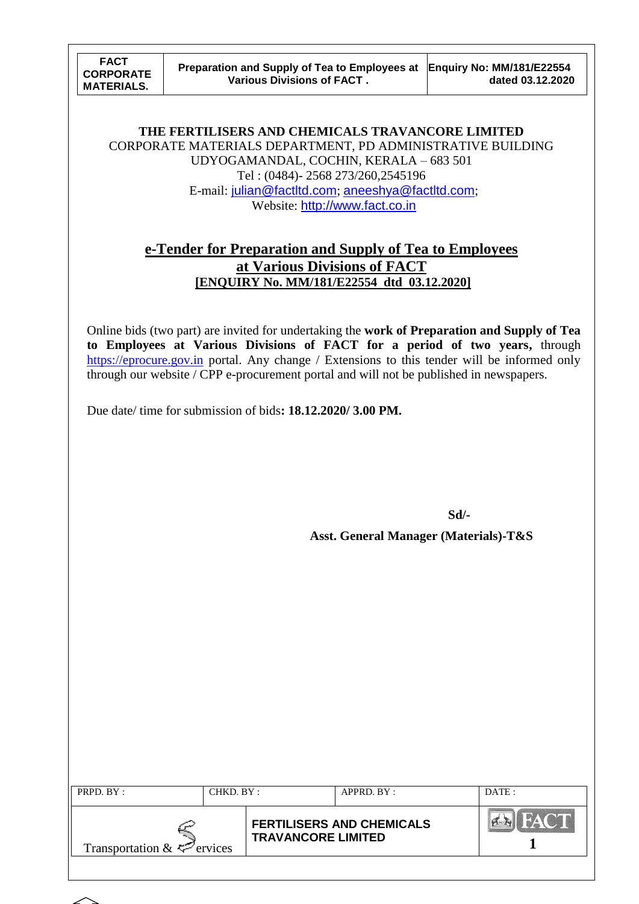**THE FERTILISERS AND CHEMICALS TRAVANCORE LIMITED**
CORPORATE MATERIALS DEPARTMENT, PD ADMINISTRATIVE BUILDING
UDYOGAMANDAL, COCHIN, KERALA – 683 501
Tel : (0484)- 2568 273/260,2545196
E-mail: julian@factltd.com; aneeshya@factltd.com;
Website: http://www.fact.co.in

# e-Tender for Preparation and Supply of Tea to Employees at Various Divisions of FACT

**[ENQUIRY No. MM/181/E22554 dtd 03.12.2020]**

Online bids (two part) are invited for undertaking the **work of Preparation and Supply of Tea to Employees at Various Divisions of FACT for a period of two years,** through https://eprocure.gov.in portal. Any change / Extensions to this tender will be informed only through our website / CPP e-procurement portal and will not be published in newspapers.

Due date/ time for submission of bids**: 18.12.2020/ 3.00 PM.**

**Sd/-**

**Asst. General Manager (Materials)-T&S**

| PRPD. BY : | CHKD. BY : | APPRD. BY : | DATE : |
|---|---|---|---|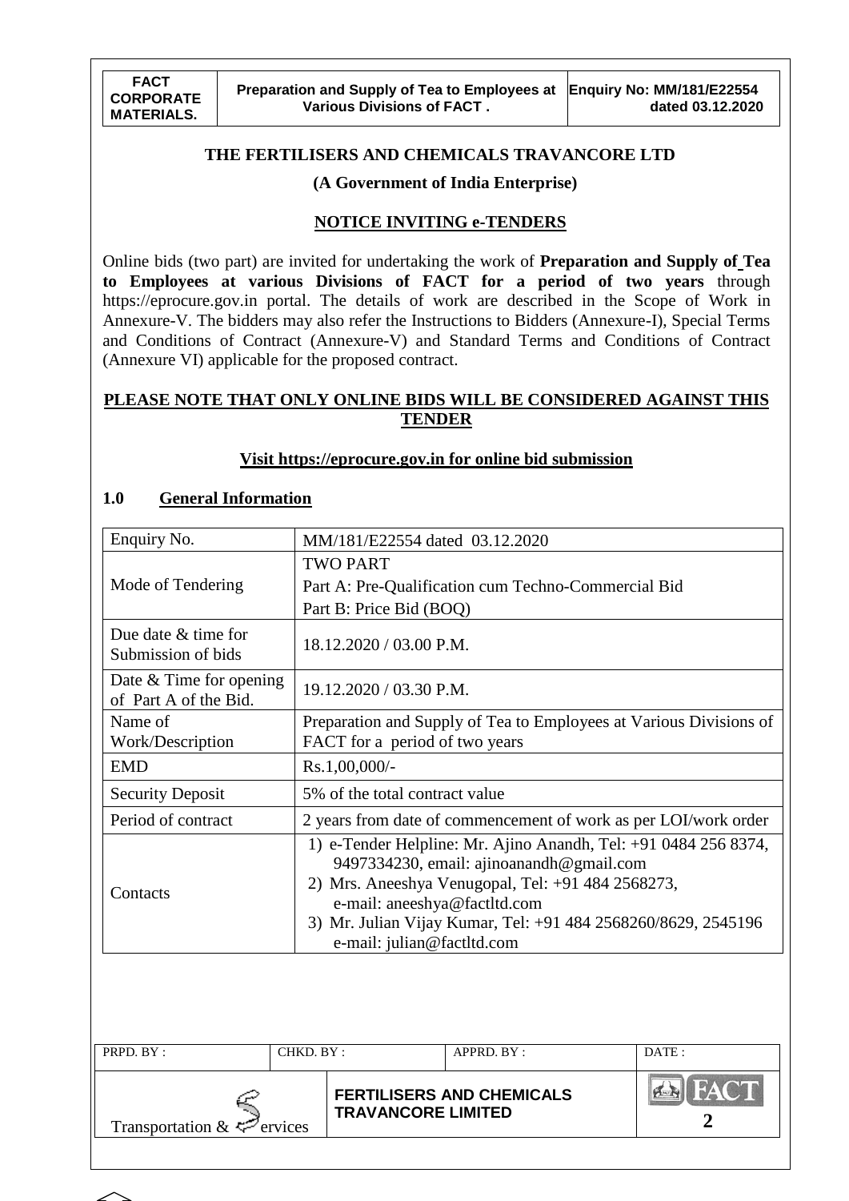# THE FERTILISERS AND CHEMICALS TRAVANCORE LTD

**(A Government of India Enterprise)**

## NOTICE INVITING e-TENDERS

Online bids (two part) are invited for undertaking the work of **Preparation and Supply of Tea to Employees at various Divisions of FACT for a period of two years** through https://eprocure.gov.in portal. The details of work are described in the Scope of Work in Annexure-V. The bidders may also refer the Instructions to Bidders (Annexure-I), Special Terms and Conditions of Contract (Annexure-V) and Standard Terms and Conditions of Contract (Annexure VI) applicable for the proposed contract.

**PLEASE NOTE THAT ONLY ONLINE BIDS WILL BE CONSIDERED AGAINST THIS TENDER**

**Visit https://eprocure.gov.in for online bid submission**

## 1.0 General Information

| Enquiry No. | MM/181/E22554 dated 03.12.2020 |
|---|---|
| Mode of Tendering | TWO PART<br>Part A: Pre-Qualification cum Techno-Commercial Bid<br>Part B: Price Bid (BOQ) |
| Due date & time for Submission of bids | 18.12.2020 / 03.00 P.M. |
| Date & Time for opening of Part A of the Bid. | 19.12.2020 / 03.30 P.M. |
| Name of Work/Description | Preparation and Supply of Tea to Employees at Various Divisions of FACT for a period of two years |
| EMD | Rs.1,00,000/- |
| Security Deposit | 5% of the total contract value |
| Period of contract | 2 years from date of commencement of work as per LOI/work order |
| Contacts | 1) e-Tender Helpline: Mr. Ajino Anandh, Tel: +91 0484 256 8374, 9497334230, email: ajinoanandh@gmail.com<br>2) Mrs. Aneeshya Venugopal, Tel: +91 484 2568273, e-mail: aneeshya@factltd.com<br>3) Mr. Julian Vijay Kumar, Tel: +91 484 2568260/8629, 2545196 e-mail: julian@factltd.com |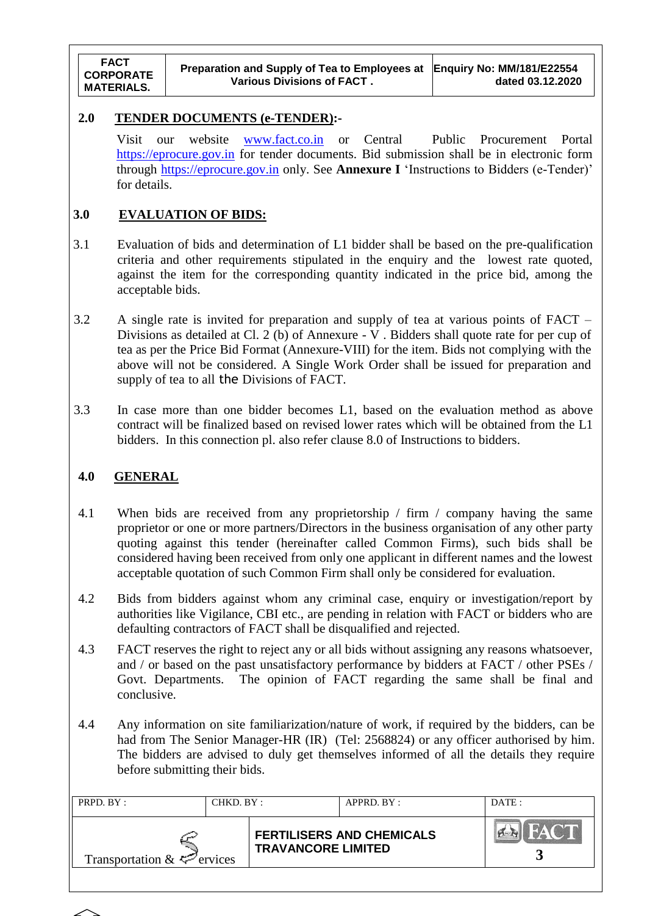## 2.0 TENDER DOCUMENTS (e-TENDER):-

Visit our website www.fact.co.in or Central Public Procurement Portal https://eprocure.gov.in for tender documents. Bid submission shall be in electronic form through https://eprocure.gov.in only. See **Annexure I** 'Instructions to Bidders (e-Tender)' for details.

## 3.0 EVALUATION OF BIDS:

3.1 Evaluation of bids and determination of L1 bidder shall be based on the pre-qualification criteria and other requirements stipulated in the enquiry and the lowest rate quoted, against the item for the corresponding quantity indicated in the price bid, among the acceptable bids.

3.2 A single rate is invited for preparation and supply of tea at various points of FACT – Divisions as detailed at Cl. 2 (b) of Annexure - V . Bidders shall quote rate for per cup of tea as per the Price Bid Format (Annexure-VIII) for the item. Bids not complying with the above will not be considered. A Single Work Order shall be issued for preparation and supply of tea to all the Divisions of FACT.

3.3 In case more than one bidder becomes L1, based on the evaluation method as above contract will be finalized based on revised lower rates which will be obtained from the L1 bidders. In this connection pl. also refer clause 8.0 of Instructions to bidders.

## 4.0 GENERAL

4.1 When bids are received from any proprietorship / firm / company having the same proprietor or one or more partners/Directors in the business organisation of any other party quoting against this tender (hereinafter called Common Firms), such bids shall be considered having been received from only one applicant in different names and the lowest acceptable quotation of such Common Firm shall only be considered for evaluation.

4.2 Bids from bidders against whom any criminal case, enquiry or investigation/report by authorities like Vigilance, CBI etc., are pending in relation with FACT or bidders who are defaulting contractors of FACT shall be disqualified and rejected.

4.3 FACT reserves the right to reject any or all bids without assigning any reasons whatsoever, and / or based on the past unsatisfactory performance by bidders at FACT / other PSEs / Govt. Departments. The opinion of FACT regarding the same shall be final and conclusive.

4.4 Any information on site familiarization/nature of work, if required by the bidders, can be had from The Senior Manager-HR (IR) (Tel: 2568824) or any officer authorised by him. The bidders are advised to duly get themselves informed of all the details they require before submitting their bids.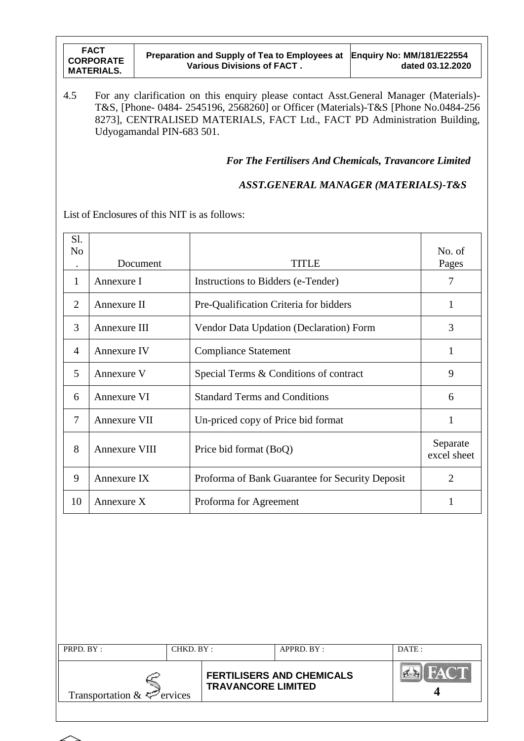4.5 For any clarification on this enquiry please contact Asst.General Manager (Materials)-T&S, [Phone- 0484- 2545196, 2568260] or Officer (Materials)-T&S [Phone No.0484-256 8273], CENTRALISED MATERIALS, FACT Ltd., FACT PD Administration Building, Udyogamandal PIN-683 501.

***For The Fertilisers And Chemicals, Travancore Limited***

***ASST.GENERAL MANAGER (MATERIALS)-T&S***

List of Enclosures of this NIT is as follows:

| Sl. No. | Document | TITLE | No. of Pages |
|---|---|---|---|
| 1 | Annexure I | Instructions to Bidders (e-Tender) | 7 |
| 2 | Annexure II | Pre-Qualification Criteria for bidders | 1 |
| 3 | Annexure III | Vendor Data Updation (Declaration) Form | 3 |
| 4 | Annexure IV | Compliance Statement | 1 |
| 5 | Annexure V | Special Terms & Conditions of contract | 9 |
| 6 | Annexure VI | Standard Terms and Conditions | 6 |
| 7 | Annexure VII | Un-priced copy of Price bid format | 1 |
| 8 | Annexure VIII | Price bid format (BoQ) | Separate excel sheet |
| 9 | Annexure IX | Proforma of Bank Guarantee for Security Deposit | 2 |
| 10 | Annexure X | Proforma for Agreement | 1 |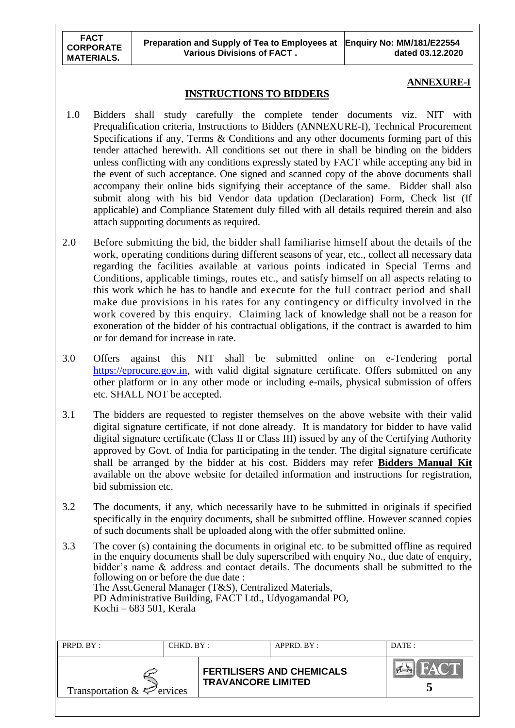**ANNEXURE-I**

## INSTRUCTIONS TO BIDDERS

1.0 Bidders shall study carefully the complete tender documents viz. NIT with Prequalification criteria, Instructions to Bidders (ANNEXURE-I), Technical Procurement Specifications if any, Terms & Conditions and any other documents forming part of this tender attached herewith. All conditions set out there in shall be binding on the bidders unless conflicting with any conditions expressly stated by FACT while accepting any bid in the event of such acceptance. One signed and scanned copy of the above documents shall accompany their online bids signifying their acceptance of the same. Bidder shall also submit along with his bid Vendor data updation (Declaration) Form, Check list (If applicable) and Compliance Statement duly filled with all details required therein and also attach supporting documents as required.

2.0 Before submitting the bid, the bidder shall familiarise himself about the details of the work, operating conditions during different seasons of year, etc., collect all necessary data regarding the facilities available at various points indicated in Special Terms and Conditions, applicable timings, routes etc., and satisfy himself on all aspects relating to this work which he has to handle and execute for the full contract period and shall make due provisions in his rates for any contingency or difficulty involved in the work covered by this enquiry. Claiming lack of knowledge shall not be a reason for exoneration of the bidder of his contractual obligations, if the contract is awarded to him or for demand for increase in rate.

3.0 Offers against this NIT shall be submitted online on e-Tendering portal https://eprocure.gov.in, with valid digital signature certificate. Offers submitted on any other platform or in any other mode or including e-mails, physical submission of offers etc. SHALL NOT be accepted.

3.1 The bidders are requested to register themselves on the above website with their valid digital signature certificate, if not done already. It is mandatory for bidder to have valid digital signature certificate (Class II or Class III) issued by any of the Certifying Authority approved by Govt. of India for participating in the tender. The digital signature certificate shall be arranged by the bidder at his cost. Bidders may refer **Bidders Manual Kit** available on the above website for detailed information and instructions for registration, bid submission etc.

3.2 The documents, if any, which necessarily have to be submitted in originals if specified specifically in the enquiry documents, shall be submitted offline. However scanned copies of such documents shall be uploaded along with the offer submitted online.

3.3 The cover (s) containing the documents in original etc. to be submitted offline as required in the enquiry documents shall be duly superscribed with enquiry No., due date of enquiry, bidder's name & address and contact details. The documents shall be submitted to the following on or before the due date :
The Asst.General Manager (T&S), Centralized Materials,
PD Administrative Building, FACT Ltd., Udyogamandal PO,
Kochi – 683 501, Kerala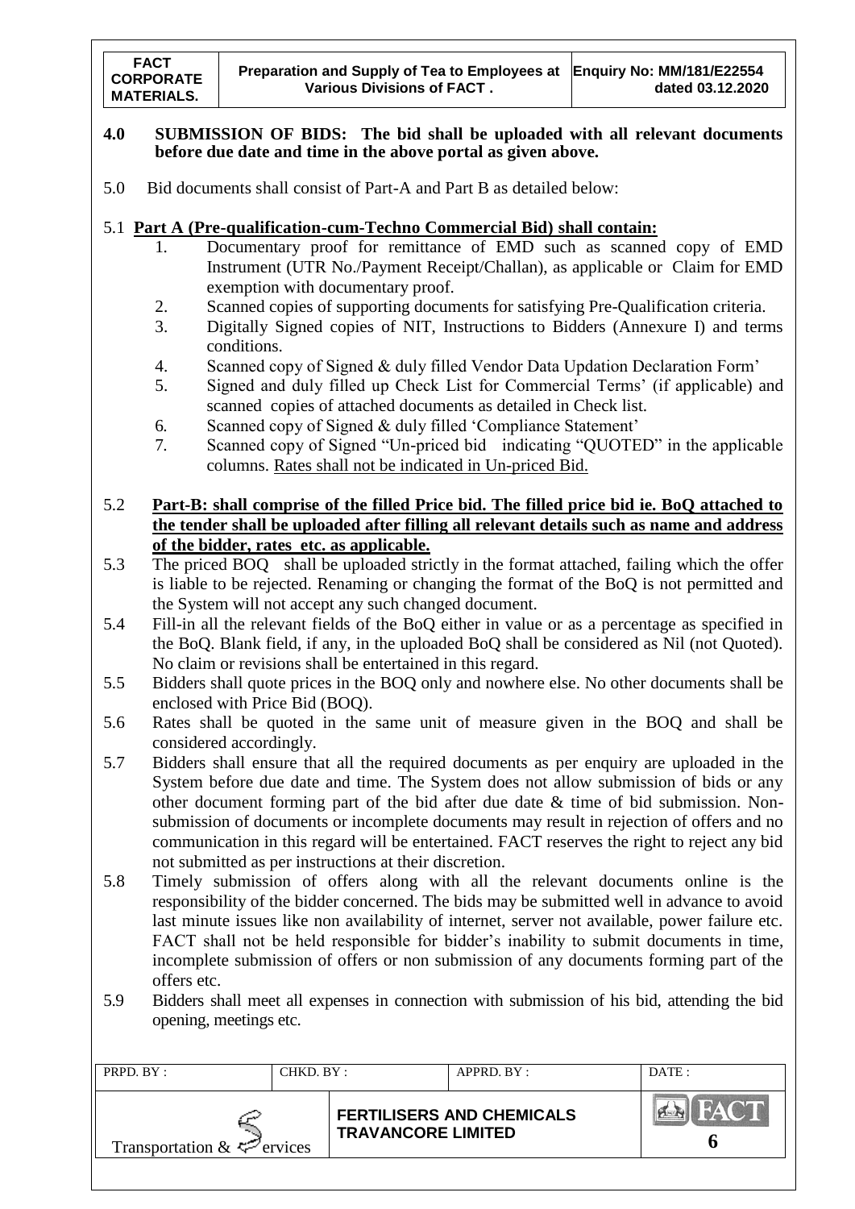**4.0 SUBMISSION OF BIDS: The bid shall be uploaded with all relevant documents before due date and time in the above portal as given above.**

5.0 Bid documents shall consist of Part-A and Part B as detailed below:

5.1 **Part A (Pre-qualification-cum-Techno Commercial Bid) shall contain:**

1. Documentary proof for remittance of EMD such as scanned copy of EMD Instrument (UTR No./Payment Receipt/Challan), as applicable or Claim for EMD exemption with documentary proof.
2. Scanned copies of supporting documents for satisfying Pre-Qualification criteria.
3. Digitally Signed copies of NIT, Instructions to Bidders (Annexure I) and terms conditions.
4. Scanned copy of Signed & duly filled Vendor Data Updation Declaration Form'
5. Signed and duly filled up Check List for Commercial Terms' (if applicable) and scanned copies of attached documents as detailed in Check list.
6. Scanned copy of Signed & duly filled 'Compliance Statement'
7. Scanned copy of Signed "Un-priced bid indicating "QUOTED" in the applicable columns. Rates shall not be indicated in Un-priced Bid.

5.2 **Part-B: shall comprise of the filled Price bid. The filled price bid ie. BoQ attached to the tender shall be uploaded after filling all relevant details such as name and address of the bidder, rates etc. as applicable.**

5.3 The priced BOQ shall be uploaded strictly in the format attached, failing which the offer is liable to be rejected. Renaming or changing the format of the BoQ is not permitted and the System will not accept any such changed document.

5.4 Fill-in all the relevant fields of the BoQ either in value or as a percentage as specified in the BoQ. Blank field, if any, in the uploaded BoQ shall be considered as Nil (not Quoted). No claim or revisions shall be entertained in this regard.

5.5 Bidders shall quote prices in the BOQ only and nowhere else. No other documents shall be enclosed with Price Bid (BOQ).

5.6 Rates shall be quoted in the same unit of measure given in the BOQ and shall be considered accordingly.

5.7 Bidders shall ensure that all the required documents as per enquiry are uploaded in the System before due date and time. The System does not allow submission of bids or any other document forming part of the bid after due date & time of bid submission. Non-submission of documents or incomplete documents may result in rejection of offers and no communication in this regard will be entertained. FACT reserves the right to reject any bid not submitted as per instructions at their discretion.

5.8 Timely submission of offers along with all the relevant documents online is the responsibility of the bidder concerned. The bids may be submitted well in advance to avoid last minute issues like non availability of internet, server not available, power failure etc. FACT shall not be held responsible for bidder's inability to submit documents in time, incomplete submission of offers or non submission of any documents forming part of the offers etc.

5.9 Bidders shall meet all expenses in connection with submission of his bid, attending the bid opening, meetings etc.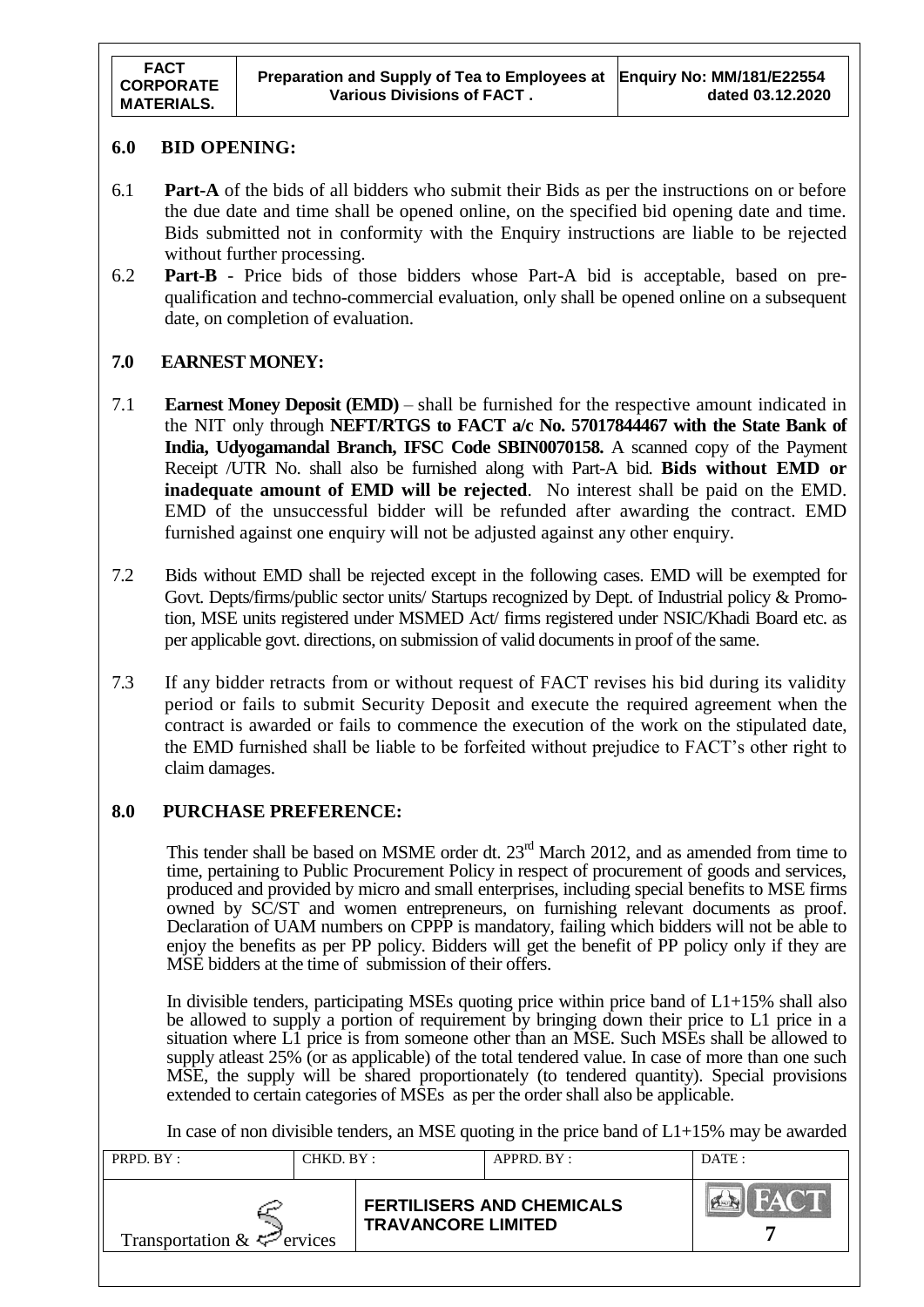## 6.0 BID OPENING:

6.1 **Part-A** of the bids of all bidders who submit their Bids as per the instructions on or before the due date and time shall be opened online, on the specified bid opening date and time. Bids submitted not in conformity with the Enquiry instructions are liable to be rejected without further processing.

6.2 **Part-B** - Price bids of those bidders whose Part-A bid is acceptable, based on pre-qualification and techno-commercial evaluation, only shall be opened online on a subsequent date, on completion of evaluation.

## 7.0 EARNEST MONEY:

7.1 **Earnest Money Deposit (EMD)** – shall be furnished for the respective amount indicated in the NIT only through **NEFT/RTGS to FACT a/c No. 57017844467 with the State Bank of India, Udyogamandal Branch, IFSC Code SBIN0070158.** A scanned copy of the Payment Receipt /UTR No. shall also be furnished along with Part-A bid. **Bids without EMD or inadequate amount of EMD will be rejected**. No interest shall be paid on the EMD. EMD of the unsuccessful bidder will be refunded after awarding the contract. EMD furnished against one enquiry will not be adjusted against any other enquiry.

7.2 Bids without EMD shall be rejected except in the following cases. EMD will be exempted for Govt. Depts/firms/public sector units/ Startups recognized by Dept. of Industrial policy & Promotion, MSE units registered under MSMED Act/ firms registered under NSIC/Khadi Board etc. as per applicable govt. directions, on submission of valid documents in proof of the same.

7.3 If any bidder retracts from or without request of FACT revises his bid during its validity period or fails to submit Security Deposit and execute the required agreement when the contract is awarded or fails to commence the execution of the work on the stipulated date, the EMD furnished shall be liable to be forfeited without prejudice to FACT's other right to claim damages.

## 8.0 PURCHASE PREFERENCE:

This tender shall be based on MSME order dt. 23rd March 2012, and as amended from time to time, pertaining to Public Procurement Policy in respect of procurement of goods and services, produced and provided by micro and small enterprises, including special benefits to MSE firms owned by SC/ST and women entrepreneurs, on furnishing relevant documents as proof. Declaration of UAM numbers on CPPP is mandatory, failing which bidders will not be able to enjoy the benefits as per PP policy. Bidders will get the benefit of PP policy only if they are MSE bidders at the time of submission of their offers.

In divisible tenders, participating MSEs quoting price within price band of L1+15% shall also be allowed to supply a portion of requirement by bringing down their price to L1 price in a situation where L1 price is from someone other than an MSE. Such MSEs shall be allowed to supply atleast 25% (or as applicable) of the total tendered value. In case of more than one such MSE, the supply will be shared proportionately (to tendered quantity). Special provisions extended to certain categories of MSEs as per the order shall also be applicable.

In case of non divisible tenders, an MSE quoting in the price band of L1+15% may be awarded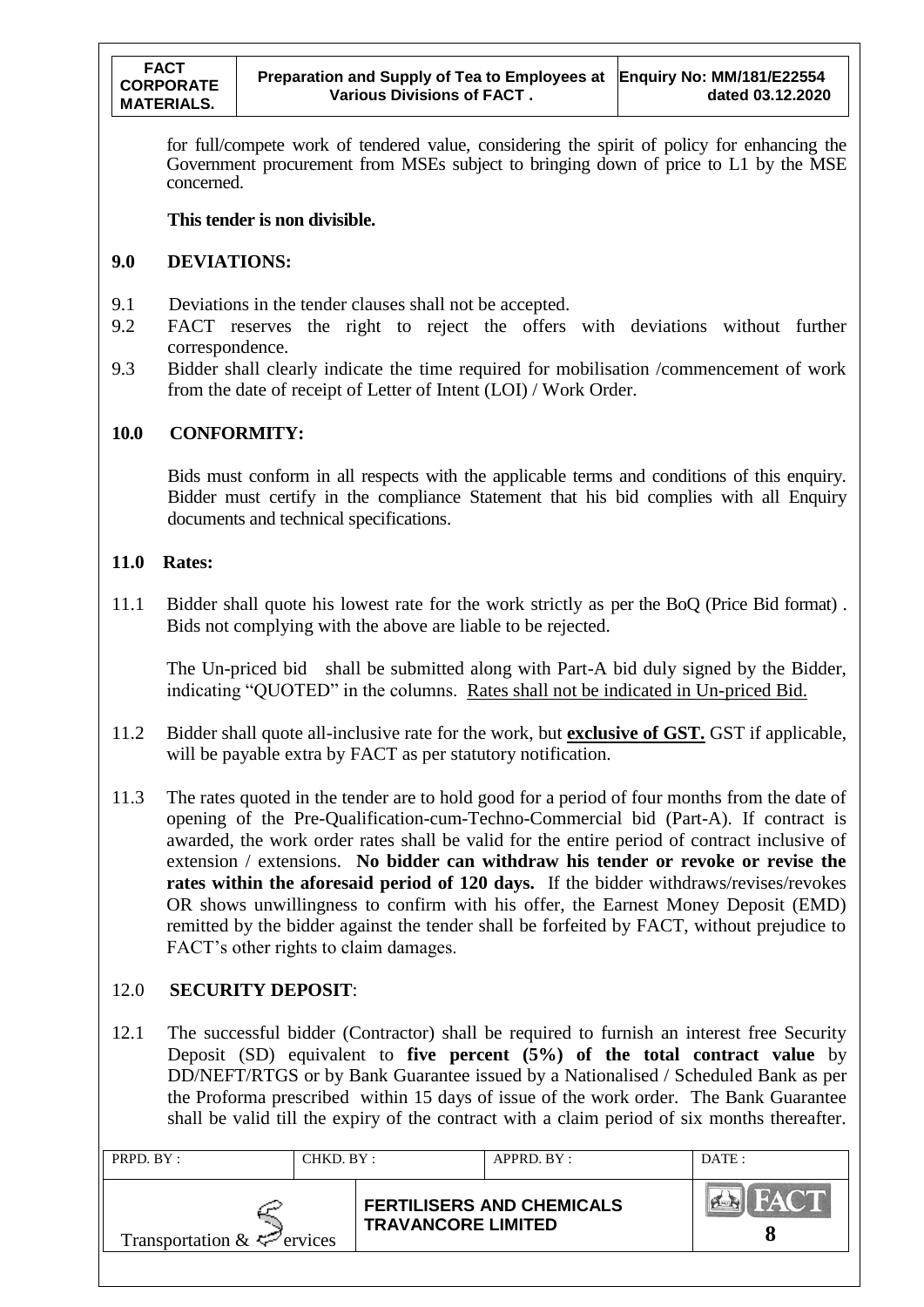for full/compete work of tendered value, considering the spirit of policy for enhancing the Government procurement from MSEs subject to bringing down of price to L1 by the MSE concerned.

**This tender is non divisible.**

## 9.0 DEVIATIONS:

9.1 Deviations in the tender clauses shall not be accepted.

9.2 FACT reserves the right to reject the offers with deviations without further correspondence.

9.3 Bidder shall clearly indicate the time required for mobilisation /commencement of work from the date of receipt of Letter of Intent (LOI) / Work Order.

## 10.0 CONFORMITY:

Bids must conform in all respects with the applicable terms and conditions of this enquiry. Bidder must certify in the compliance Statement that his bid complies with all Enquiry documents and technical specifications.

## 11.0 Rates:

11.1 Bidder shall quote his lowest rate for the work strictly as per the BoQ (Price Bid format) . Bids not complying with the above are liable to be rejected.

The Un-priced bid shall be submitted along with Part-A bid duly signed by the Bidder, indicating "QUOTED" in the columns. Rates shall not be indicated in Un-priced Bid.

11.2 Bidder shall quote all-inclusive rate for the work, but **exclusive of GST.** GST if applicable, will be payable extra by FACT as per statutory notification.

11.3 The rates quoted in the tender are to hold good for a period of four months from the date of opening of the Pre-Qualification-cum-Techno-Commercial bid (Part-A). If contract is awarded, the work order rates shall be valid for the entire period of contract inclusive of extension / extensions. **No bidder can withdraw his tender or revoke or revise the rates within the aforesaid period of 120 days.** If the bidder withdraws/revises/revokes OR shows unwillingness to confirm with his offer, the Earnest Money Deposit (EMD) remitted by the bidder against the tender shall be forfeited by FACT, without prejudice to FACT's other rights to claim damages.

## 12.0 SECURITY DEPOSIT:

12.1 The successful bidder (Contractor) shall be required to furnish an interest free Security Deposit (SD) equivalent to **five percent (5%) of the total contract value** by DD/NEFT/RTGS or by Bank Guarantee issued by a Nationalised / Scheduled Bank as per the Proforma prescribed within 15 days of issue of the work order. The Bank Guarantee shall be valid till the expiry of the contract with a claim period of six months thereafter.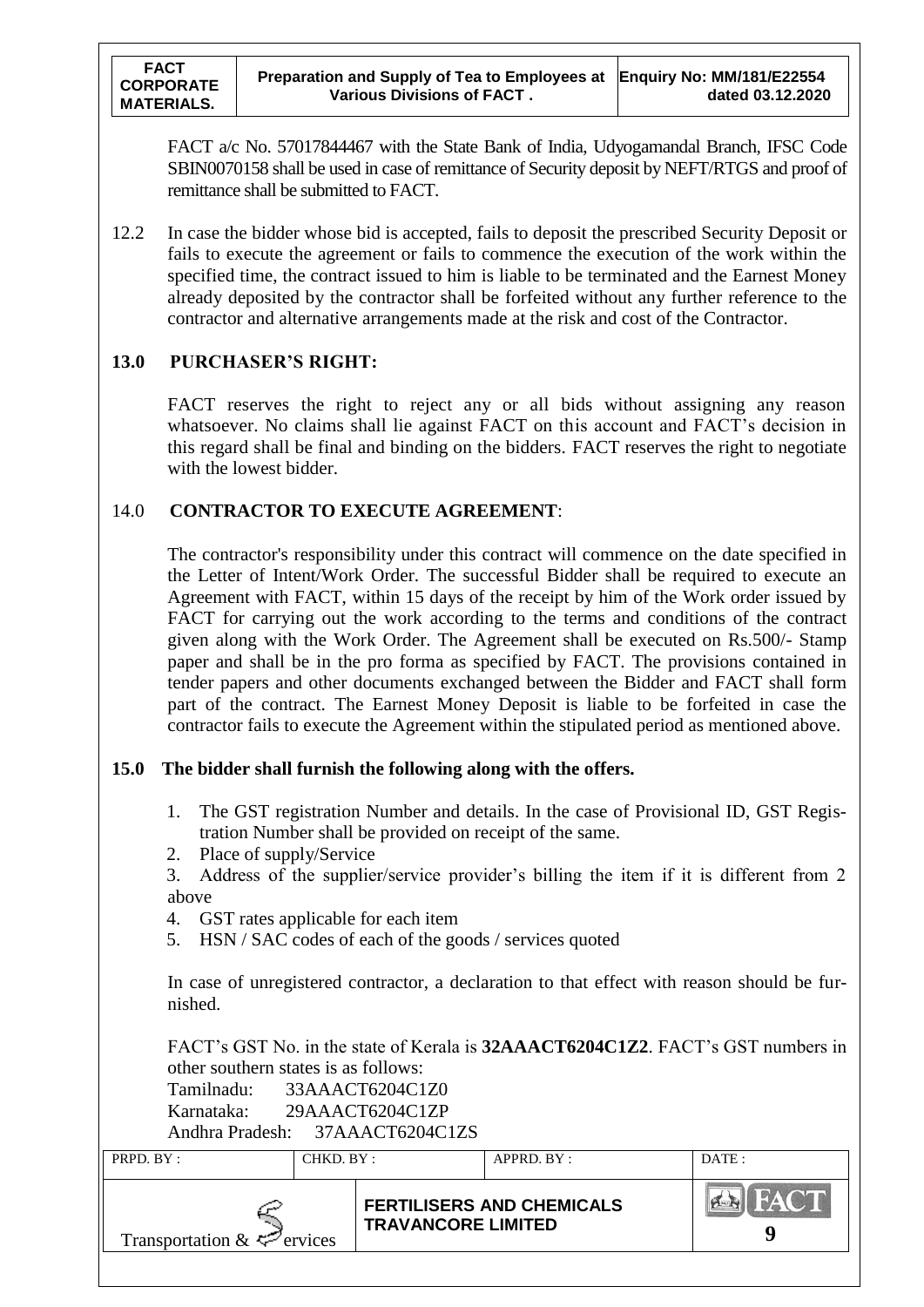FACT a/c No. 57017844467 with the State Bank of India, Udyogamandal Branch, IFSC Code SBIN0070158 shall be used in case of remittance of Security deposit by NEFT/RTGS and proof of remittance shall be submitted to FACT.

12.2 In case the bidder whose bid is accepted, fails to deposit the prescribed Security Deposit or fails to execute the agreement or fails to commence the execution of the work within the specified time, the contract issued to him is liable to be terminated and the Earnest Money already deposited by the contractor shall be forfeited without any further reference to the contractor and alternative arrangements made at the risk and cost of the Contractor.

## 13.0 PURCHASER'S RIGHT:

FACT reserves the right to reject any or all bids without assigning any reason whatsoever. No claims shall lie against FACT on this account and FACT's decision in this regard shall be final and binding on the bidders. FACT reserves the right to negotiate with the lowest bidder.

## 14.0 CONTRACTOR TO EXECUTE AGREEMENT:

The contractor's responsibility under this contract will commence on the date specified in the Letter of Intent/Work Order. The successful Bidder shall be required to execute an Agreement with FACT, within 15 days of the receipt by him of the Work order issued by FACT for carrying out the work according to the terms and conditions of the contract given along with the Work Order. The Agreement shall be executed on Rs.500/- Stamp paper and shall be in the pro forma as specified by FACT. The provisions contained in tender papers and other documents exchanged between the Bidder and FACT shall form part of the contract. The Earnest Money Deposit is liable to be forfeited in case the contractor fails to execute the Agreement within the stipulated period as mentioned above.

## 15.0 The bidder shall furnish the following along with the offers.

1. The GST registration Number and details. In the case of Provisional ID, GST Registration Number shall be provided on receipt of the same.
2. Place of supply/Service
3. Address of the supplier/service provider's billing the item if it is different from 2 above
4. GST rates applicable for each item
5. HSN / SAC codes of each of the goods / services quoted

In case of unregistered contractor, a declaration to that effect with reason should be furnished.

FACT's GST No. in the state of Kerala is **32AAACT6204C1Z2**. FACT's GST numbers in other southern states is as follows:

Tamilnadu: 33AAACT6204C1Z0
Karnataka: 29AAACT6204C1ZP
Andhra Pradesh: 37AAACT6204C1ZS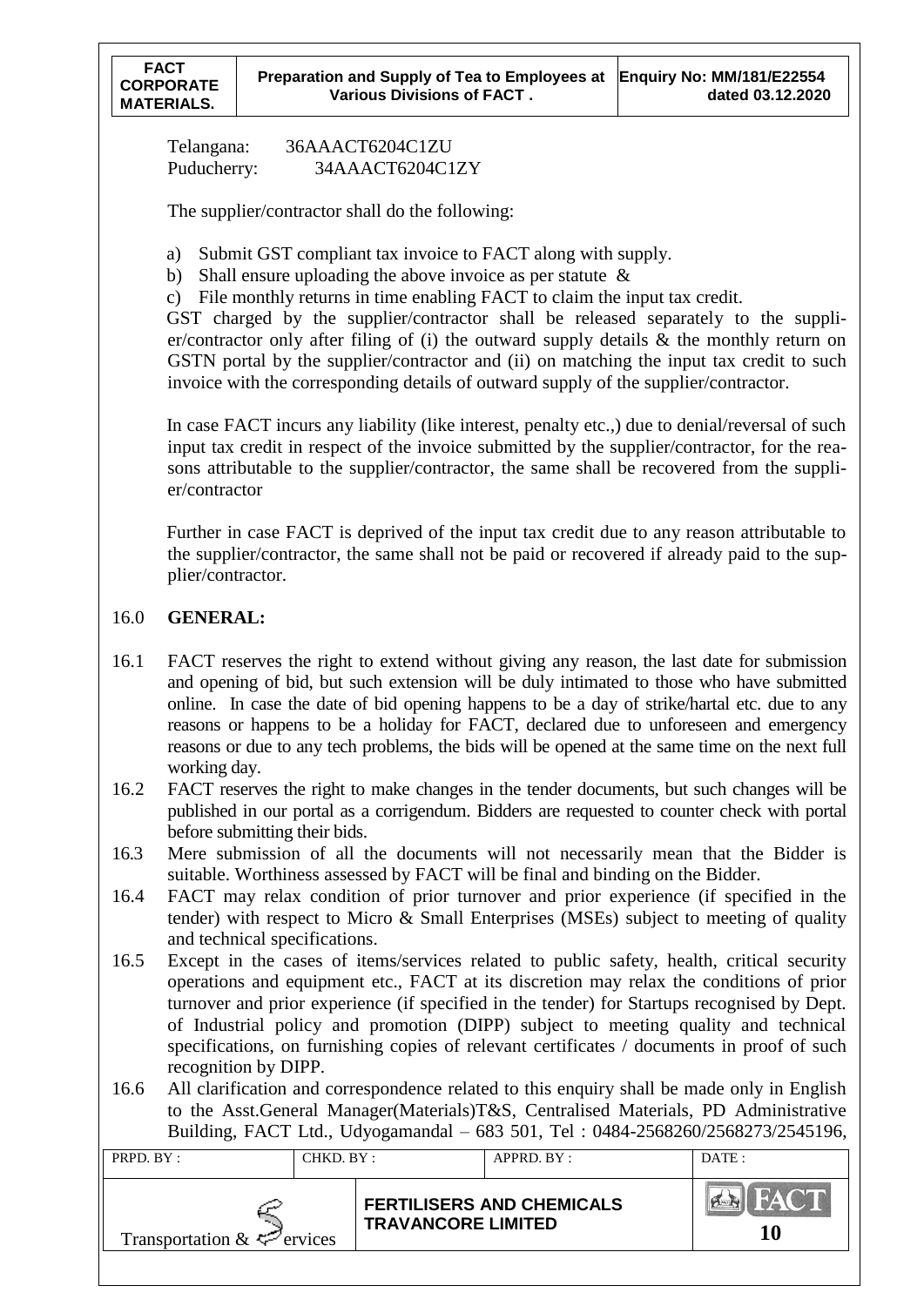Telangana: 36AAACT6204C1ZU
Puducherry: 34AAACT6204C1ZY

The supplier/contractor shall do the following:

a) Submit GST compliant tax invoice to FACT along with supply.
b) Shall ensure uploading the above invoice as per statute &
c) File monthly returns in time enabling FACT to claim the input tax credit.

GST charged by the supplier/contractor shall be released separately to the supplier/contractor only after filing of (i) the outward supply details & the monthly return on GSTN portal by the supplier/contractor and (ii) on matching the input tax credit to such invoice with the corresponding details of outward supply of the supplier/contractor.

In case FACT incurs any liability (like interest, penalty etc.,) due to denial/reversal of such input tax credit in respect of the invoice submitted by the supplier/contractor, for the reasons attributable to the supplier/contractor, the same shall be recovered from the supplier/contractor

Further in case FACT is deprived of the input tax credit due to any reason attributable to the supplier/contractor, the same shall not be paid or recovered if already paid to the supplier/contractor.

## 16.0 GENERAL:

16.1 FACT reserves the right to extend without giving any reason, the last date for submission and opening of bid, but such extension will be duly intimated to those who have submitted online. In case the date of bid opening happens to be a day of strike/hartal etc. due to any reasons or happens to be a holiday for FACT, declared due to unforeseen and emergency reasons or due to any tech problems, the bids will be opened at the same time on the next full working day.

16.2 FACT reserves the right to make changes in the tender documents, but such changes will be published in our portal as a corrigendum. Bidders are requested to counter check with portal before submitting their bids.

16.3 Mere submission of all the documents will not necessarily mean that the Bidder is suitable. Worthiness assessed by FACT will be final and binding on the Bidder.

16.4 FACT may relax condition of prior turnover and prior experience (if specified in the tender) with respect to Micro & Small Enterprises (MSEs) subject to meeting of quality and technical specifications.

16.5 Except in the cases of items/services related to public safety, health, critical security operations and equipment etc., FACT at its discretion may relax the conditions of prior turnover and prior experience (if specified in the tender) for Startups recognised by Dept. of Industrial policy and promotion (DIPP) subject to meeting quality and technical specifications, on furnishing copies of relevant certificates / documents in proof of such recognition by DIPP.

16.6 All clarification and correspondence related to this enquiry shall be made only in English to the Asst.General Manager(Materials)T&S, Centralised Materials, PD Administrative Building, FACT Ltd., Udyogamandal – 683 501, Tel : 0484-2568260/2568273/2545196,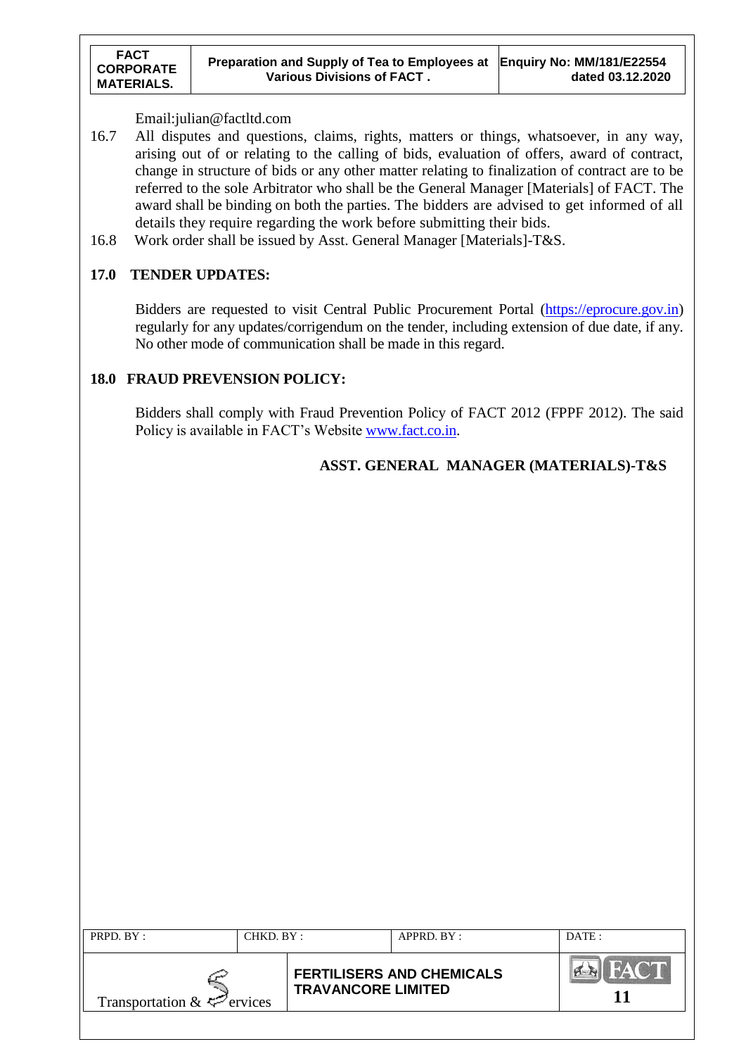Email:julian@factltd.com

16.7 All disputes and questions, claims, rights, matters or things, whatsoever, in any way, arising out of or relating to the calling of bids, evaluation of offers, award of contract, change in structure of bids or any other matter relating to finalization of contract are to be referred to the sole Arbitrator who shall be the General Manager [Materials] of FACT. The award shall be binding on both the parties. The bidders are advised to get informed of all details they require regarding the work before submitting their bids.

16.8 Work order shall be issued by Asst. General Manager [Materials]-T&S.

## 17.0 TENDER UPDATES:

Bidders are requested to visit Central Public Procurement Portal (https://eprocure.gov.in) regularly for any updates/corrigendum on the tender, including extension of due date, if any. No other mode of communication shall be made in this regard.

## 18.0 FRAUD PREVENSION POLICY:

Bidders shall comply with Fraud Prevention Policy of FACT 2012 (FPPF 2012). The said Policy is available in FACT's Website www.fact.co.in.

**ASST. GENERAL MANAGER (MATERIALS)-T&S**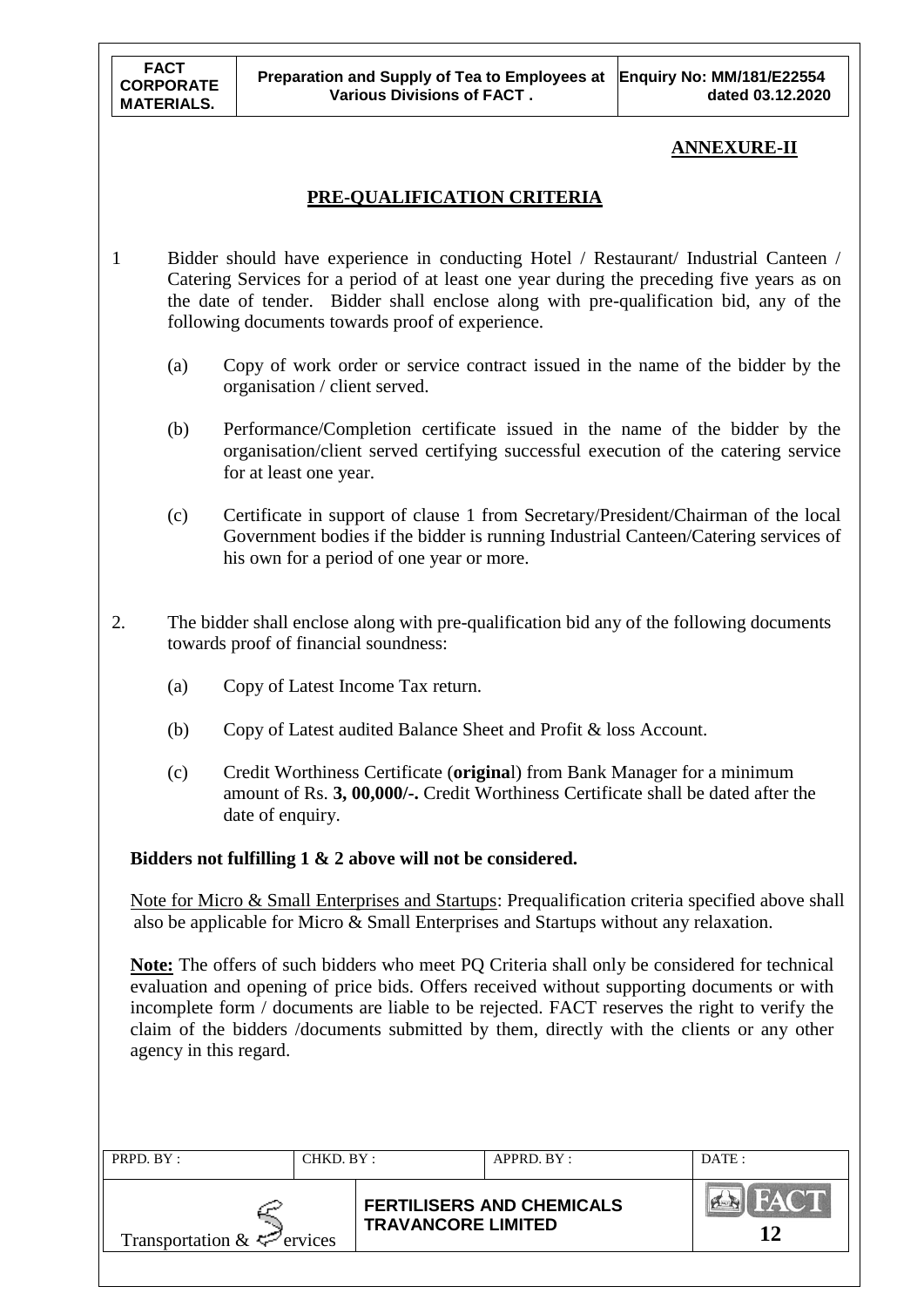## ANNEXURE-II

## PRE-QUALIFICATION CRITERIA

1. Bidder should have experience in conducting Hotel / Restaurant/ Industrial Canteen / Catering Services for a period of at least one year during the preceding five years as on the date of tender. Bidder shall enclose along with pre-qualification bid, any of the following documents towards proof of experience.

   (a) Copy of work order or service contract issued in the name of the bidder by the organisation / client served.

   (b) Performance/Completion certificate issued in the name of the bidder by the organisation/client served certifying successful execution of the catering service for at least one year.

   (c) Certificate in support of clause 1 from Secretary/President/Chairman of the local Government bodies if the bidder is running Industrial Canteen/Catering services of his own for a period of one year or more.

2. The bidder shall enclose along with pre-qualification bid any of the following documents towards proof of financial soundness:

   (a) Copy of Latest Income Tax return.

   (b) Copy of Latest audited Balance Sheet and Profit & loss Account.

   (c) Credit Worthiness Certificate (**origina**l) from Bank Manager for a minimum amount of Rs. **3, 00,000/-.** Credit Worthiness Certificate shall be dated after the date of enquiry.

**Bidders not fulfilling 1 & 2 above will not be considered.**

Note for Micro & Small Enterprises and Startups: Prequalification criteria specified above shall also be applicable for Micro & Small Enterprises and Startups without any relaxation.

**Note:** The offers of such bidders who meet PQ Criteria shall only be considered for technical evaluation and opening of price bids. Offers received without supporting documents or with incomplete form / documents are liable to be rejected. FACT reserves the right to verify the claim of the bidders /documents submitted by them, directly with the clients or any other agency in this regard.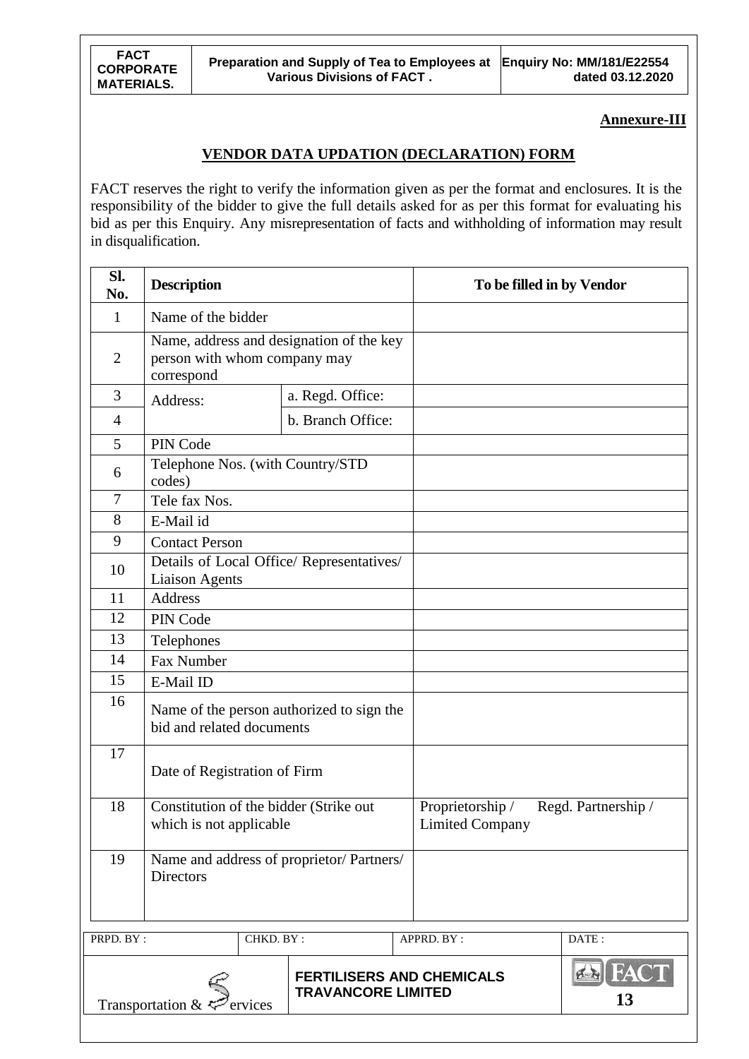**Annexure-III**

## VENDOR DATA UPDATION (DECLARATION) FORM

FACT reserves the right to verify the information given as per the format and enclosures. It is the responsibility of the bidder to give the full details asked for as per this format for evaluating his bid as per this Enquiry. Any misrepresentation of facts and withholding of information may result in disqualification.

| Sl. No. | Description | | To be filled in by Vendor |
|---|---|---|---|
| 1 | Name of the bidder | | |
| 2 | Name, address and designation of the key person with whom company may correspond | | |
| 3 | Address: | a. Regd. Office: | |
| 4 | | b. Branch Office: | |
| 5 | PIN Code | | |
| 6 | Telephone Nos. (with Country/STD codes) | | |
| 7 | Tele fax Nos. | | |
| 8 | E-Mail id | | |
| 9 | Contact Person | | |
| 10 | Details of Local Office/ Representatives/ Liaison Agents | | |
| 11 | Address | | |
| 12 | PIN Code | | |
| 13 | Telephones | | |
| 14 | Fax Number | | |
| 15 | E-Mail ID | | |
| 16 | Name of the person authorized to sign the bid and related documents | | |
| 17 | Date of Registration of Firm | | |
| 18 | Constitution of the bidder (Strike out which is not applicable | | Proprietorship / Regd. Partnership / Limited Company |
| 19 | Name and address of proprietor/ Partners/ Directors | | |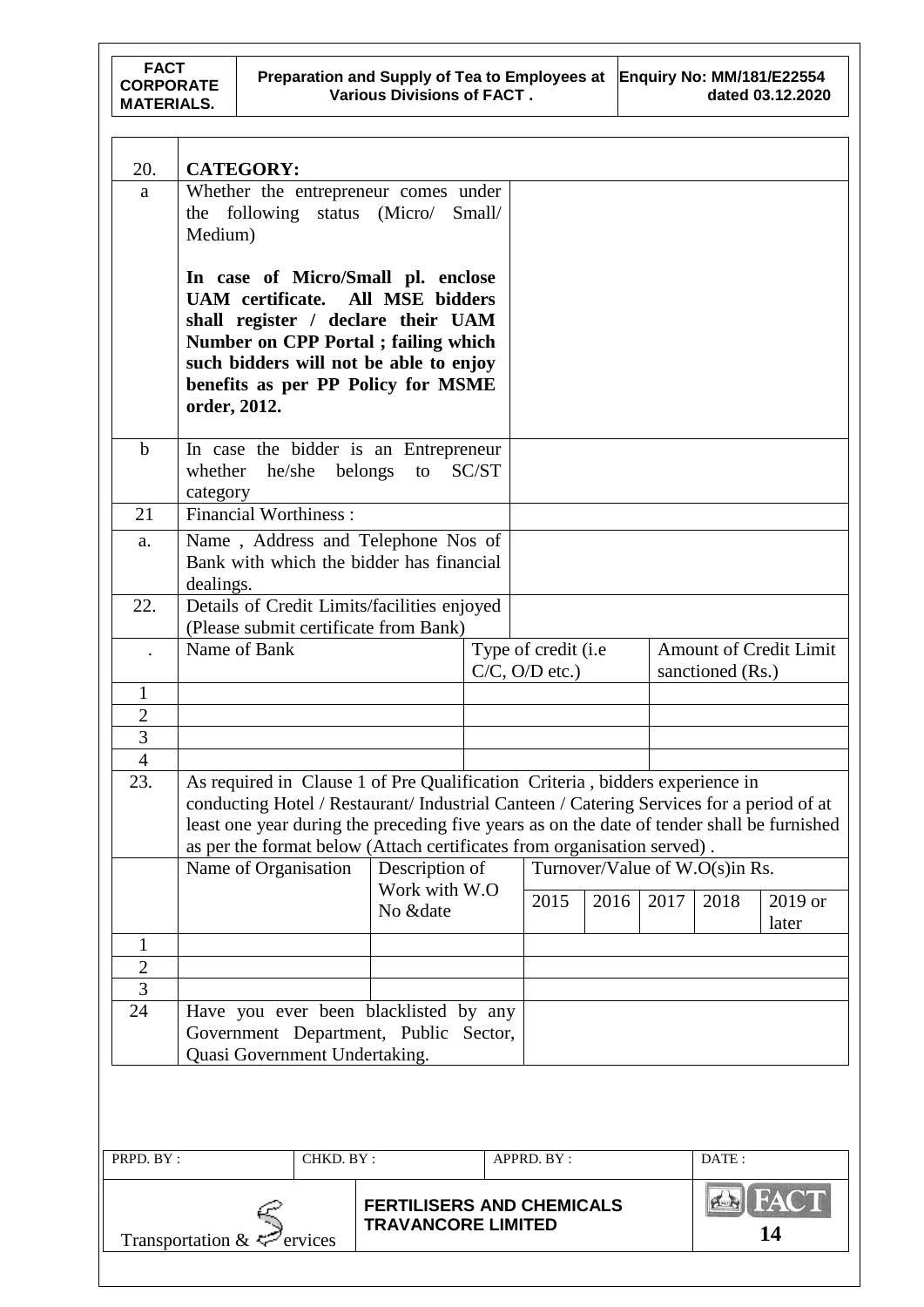| 20. | **CATEGORY:** | | | | | | | |
|---|---|---|---|---|---|---|---|---|
| a | Whether the entrepreneur comes under the following status (Micro/ Small/ Medium)<br><br>**In case of Micro/Small pl. enclose UAM certificate. All MSE bidders shall register / declare their UAM Number on CPP Portal ; failing which such bidders will not be able to enjoy benefits as per PP Policy for MSME order, 2012.** | | | | | | | |
| b | In case the bidder is an Entrepreneur whether he/she belongs to SC/ST category | | | | | | | |
| 21 | Financial Worthiness : | | | | | | | |
| a. | Name , Address and Telephone Nos of Bank with which the bidder has financial dealings. | | | | | | | |
| 22. | Details of Credit Limits/facilities enjoyed (Please submit certificate from Bank) | | | | | | | |

| . | Name of Bank | Type of credit (i.e C/C, O/D etc.) | Amount of Credit Limit sanctioned (Rs.) |
|---|---|---|---|
| 1 | | | |
| 2 | | | |
| 3 | | | |
| 4 | | | |

| 23. | As required in Clause 1 of Pre Qualification Criteria , bidders experience in conducting Hotel / Restaurant/ Industrial Canteen / Catering Services for a period of at least one year during the preceding five years as on the date of tender shall be furnished as per the format below (Attach certificates from organisation served) . | | | | | | |
|---|---|---|---|---|---|---|---|
| | Name of Organisation | Description of Work with W.O No &date | Turnover/Value of W.O(s)in Rs. | | | | |
| | | | 2015 | 2016 | 2017 | 2018 | 2019 or later |
| 1 | | | | | | | |
| 2 | | | | | | | |
| 3 | | | | | | | |

| 24 | Have you ever been blacklisted by any Government Department, Public Sector, Quasi Government Undertaking. | |
|---|---|---|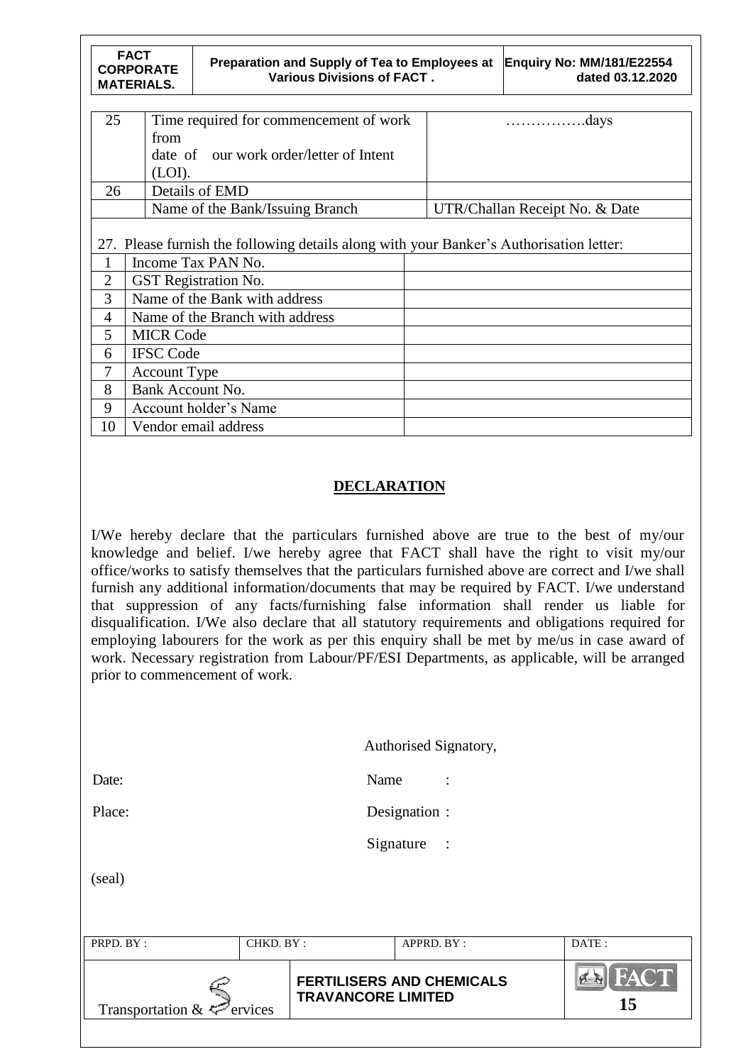| 25 | Time required for commencement of work from date of our work order/letter of Intent (LOI). | …………….days |
|---|---|---|
| 26 | Details of EMD | |
| | Name of the Bank/Issuing Branch | UTR/Challan Receipt No. & Date |

27. Please furnish the following details along with your Banker's Authorisation letter:

| | | |
|---|---|---|
| 1 | Income Tax PAN No. | |
| 2 | GST Registration No. | |
| 3 | Name of the Bank with address | |
| 4 | Name of the Branch with address | |
| 5 | MICR Code | |
| 6 | IFSC Code | |
| 7 | Account Type | |
| 8 | Bank Account No. | |
| 9 | Account holder's Name | |
| 10 | Vendor email address | |

## DECLARATION

I/We hereby declare that the particulars furnished above are true to the best of my/our knowledge and belief. I/we hereby agree that FACT shall have the right to visit my/our office/works to satisfy themselves that the particulars furnished above are correct and I/we shall furnish any additional information/documents that may be required by FACT. I/we understand that suppression of any facts/furnishing false information shall render us liable for disqualification. I/We also declare that all statutory requirements and obligations required for employing labourers for the work as per this enquiry shall be met by me/us in case award of work. Necessary registration from Labour/PF/ESI Departments, as applicable, will be arranged prior to commencement of work.

Authorised Signatory,

Date: Name :

Place: Designation :

Signature :

(seal)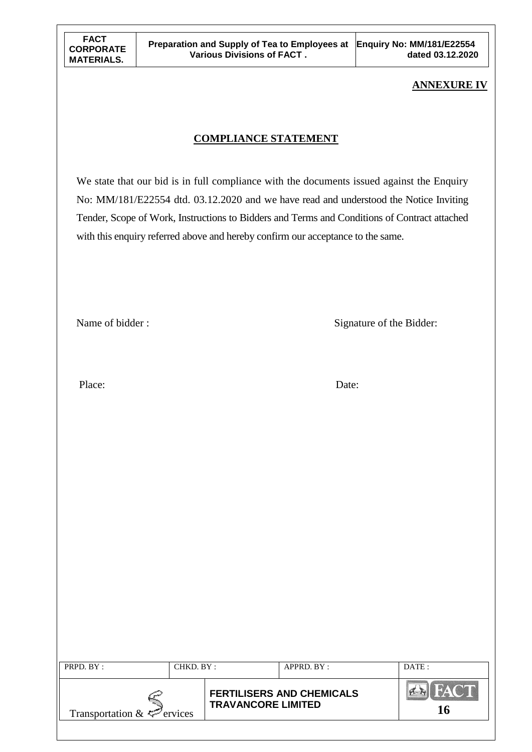**ANNEXURE IV**

## COMPLIANCE STATEMENT

We state that our bid is in full compliance with the documents issued against the Enquiry No: MM/181/E22554 dtd. 03.12.2020 and we have read and understood the Notice Inviting Tender, Scope of Work, Instructions to Bidders and Terms and Conditions of Contract attached with this enquiry referred above and hereby confirm our acceptance to the same.

Name of bidder : Signature of the Bidder:

Place: Date: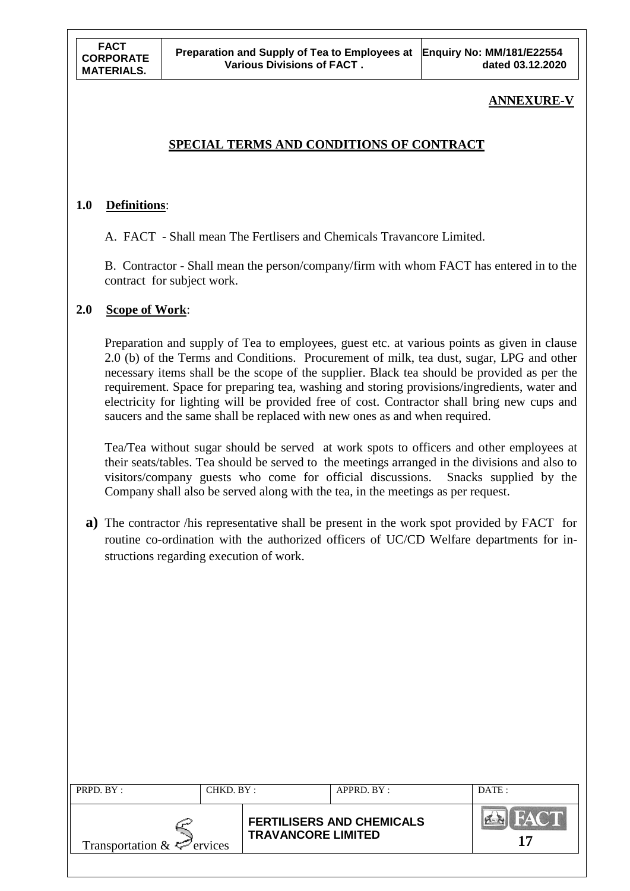## ANNEXURE-V

## SPECIAL TERMS AND CONDITIONS OF CONTRACT

**1.0 Definitions**:

A. FACT - Shall mean The Fertlisers and Chemicals Travancore Limited.

B. Contractor - Shall mean the person/company/firm with whom FACT has entered in to the contract for subject work.

**2.0 Scope of Work**:

Preparation and supply of Tea to employees, guest etc. at various points as given in clause 2.0 (b) of the Terms and Conditions. Procurement of milk, tea dust, sugar, LPG and other necessary items shall be the scope of the supplier. Black tea should be provided as per the requirement. Space for preparing tea, washing and storing provisions/ingredients, water and electricity for lighting will be provided free of cost. Contractor shall bring new cups and saucers and the same shall be replaced with new ones as and when required.

Tea/Tea without sugar should be served at work spots to officers and other employees at their seats/tables. Tea should be served to the meetings arranged in the divisions and also to visitors/company guests who come for official discussions. Snacks supplied by the Company shall also be served along with the tea, in the meetings as per request.

**a)** The contractor /his representative shall be present in the work spot provided by FACT for routine co-ordination with the authorized officers of UC/CD Welfare departments for instructions regarding execution of work.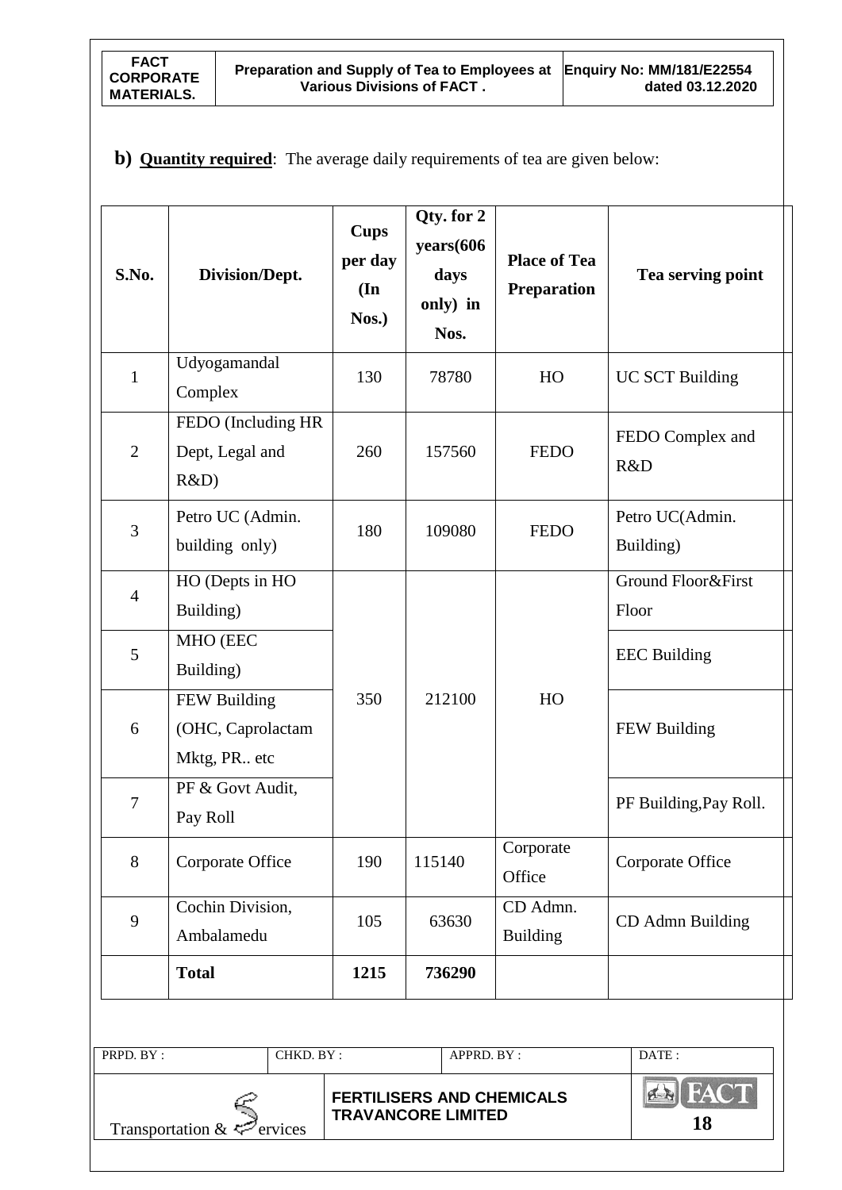**b) Quantity required**: The average daily requirements of tea are given below:

| S.No. | Division/Dept. | Cups per day (In Nos.) | Qty. for 2 years(606 days only) in Nos. | Place of Tea Preparation | Tea serving point |
|---|---|---|---|---|---|
| 1 | Udyogamandal Complex | 130 | 78780 | HO | UC SCT Building |
| 2 | FEDO (Including HR Dept, Legal and R&D) | 260 | 157560 | FEDO | FEDO Complex and R&D |
| 3 | Petro UC (Admin. building only) | 180 | 109080 | FEDO | Petro UC(Admin. Building) |
| 4 | HO (Depts in HO Building) | 350 | 212100 | HO | Ground Floor&First Floor |
| 5 | MHO (EEC Building) | | | | EEC Building |
| 6 | FEW Building (OHC, Caprolactam Mktg, PR.. etc | | | | FEW Building |
| 7 | PF & Govt Audit, Pay Roll | | | | PF Building,Pay Roll. |
| 8 | Corporate Office | 190 | 115140 | Corporate Office | Corporate Office |
| 9 | Cochin Division, Ambalamedu | 105 | 63630 | CD Admn. Building | CD Admn Building |
| | **Total** | **1215** | **736290** | | |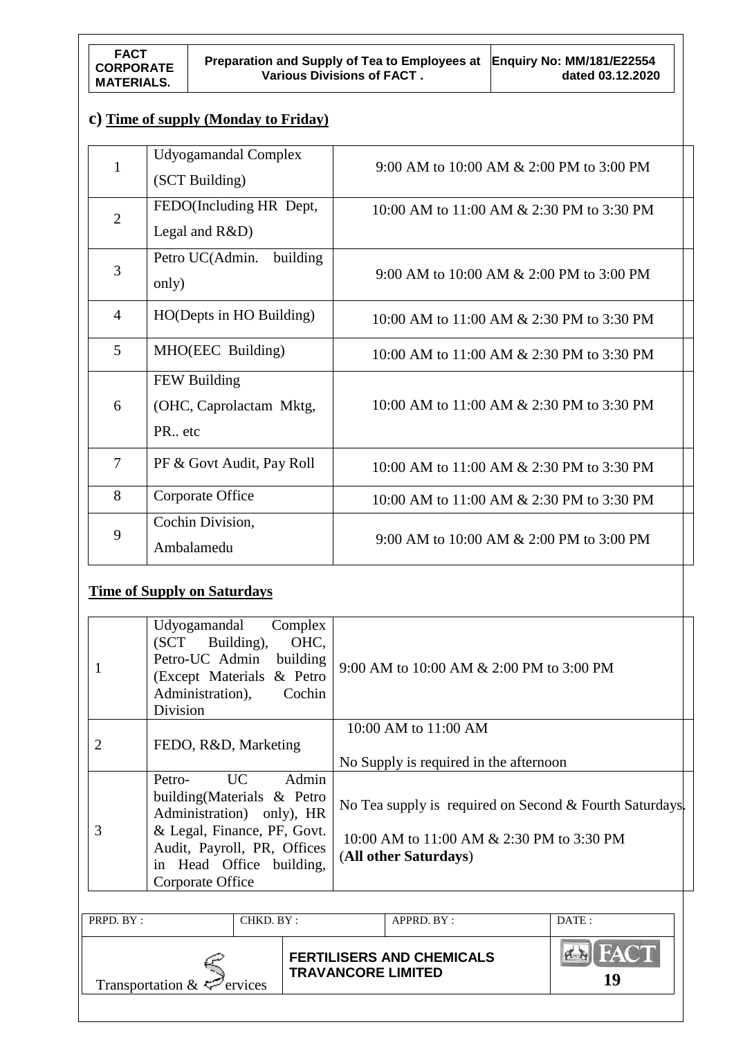## c) Time of supply (Monday to Friday)

| | | |
|---|---|---|
| 1 | Udyogamandal Complex (SCT Building) | 9:00 AM to 10:00 AM & 2:00 PM to 3:00 PM |
| 2 | FEDO(Including HR Dept, Legal and R&D) | 10:00 AM to 11:00 AM & 2:30 PM to 3:30 PM |
| 3 | Petro UC(Admin. building only) | 9:00 AM to 10:00 AM & 2:00 PM to 3:00 PM |
| 4 | HO(Depts in HO Building) | 10:00 AM to 11:00 AM & 2:30 PM to 3:30 PM |
| 5 | MHO(EEC Building) | 10:00 AM to 11:00 AM & 2:30 PM to 3:30 PM |
| 6 | FEW Building (OHC, Caprolactam Mktg, PR.. etc | 10:00 AM to 11:00 AM & 2:30 PM to 3:30 PM |
| 7 | PF & Govt Audit, Pay Roll | 10:00 AM to 11:00 AM & 2:30 PM to 3:30 PM |
| 8 | Corporate Office | 10:00 AM to 11:00 AM & 2:30 PM to 3:30 PM |
| 9 | Cochin Division, Ambalamedu | 9:00 AM to 10:00 AM & 2:00 PM to 3:00 PM |

## Time of Supply on Saturdays

| | | |
|---|---|---|
| 1 | Udyogamandal Complex (SCT Building), OHC, Petro-UC Admin building (Except Materials & Petro Administration), Cochin Division | 9:00 AM to 10:00 AM & 2:00 PM to 3:00 PM |
| 2 | FEDO, R&D, Marketing | 10:00 AM to 11:00 AM<br>No Supply is required in the afternoon |
| 3 | Petro- UC Admin building(Materials & Petro Administration) only), HR & Legal, Finance, PF, Govt. Audit, Payroll, PR, Offices in Head Office building, Corporate Office | No Tea supply is required on Second & Fourth Saturdays.<br>10:00 AM to 11:00 AM & 2:30 PM to 3:30 PM (**All other Saturdays**) |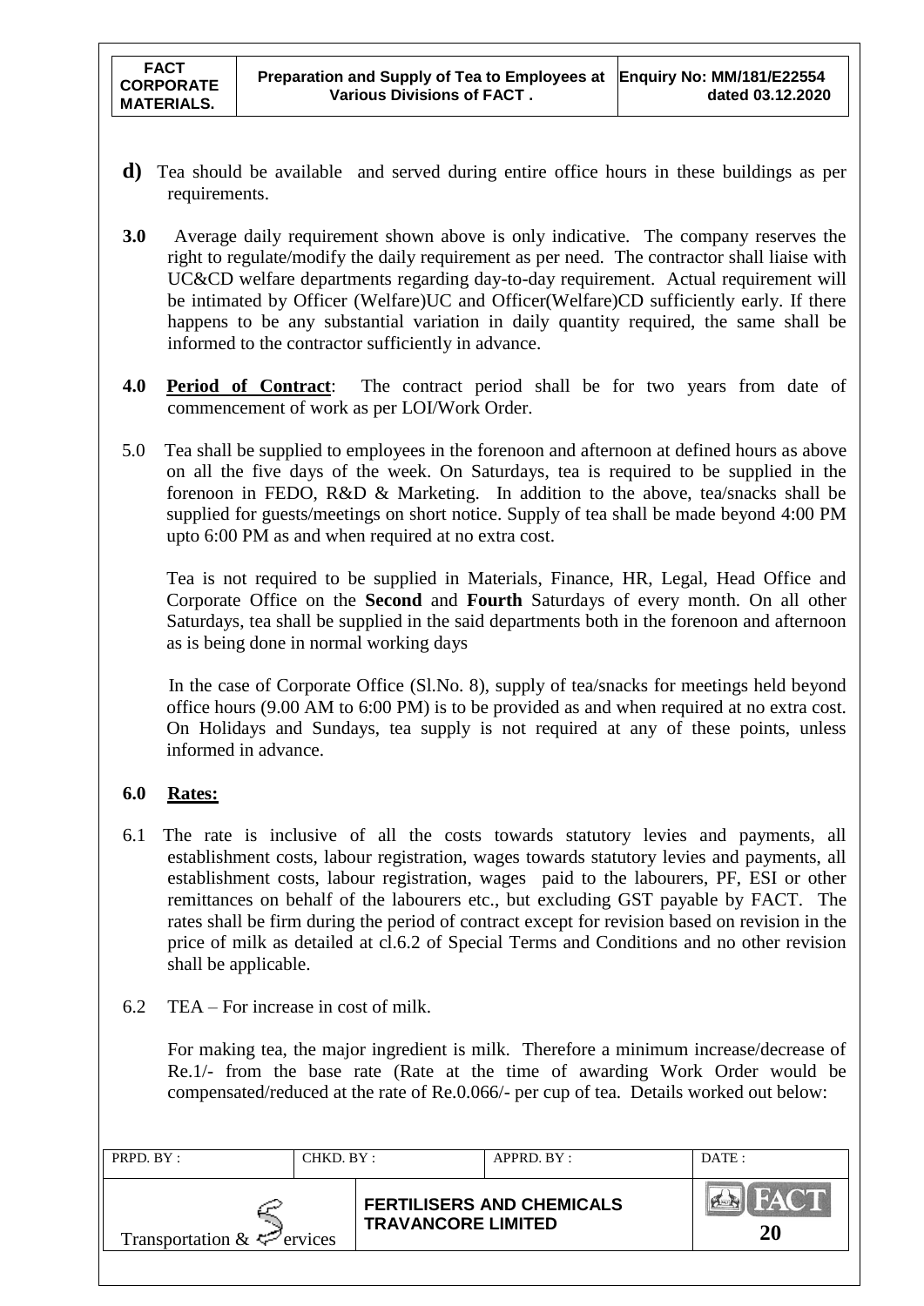**d)** Tea should be available and served during entire office hours in these buildings as per requirements.

**3.0** Average daily requirement shown above is only indicative. The company reserves the right to regulate/modify the daily requirement as per need. The contractor shall liaise with UC&CD welfare departments regarding day-to-day requirement. Actual requirement will be intimated by Officer (Welfare)UC and Officer(Welfare)CD sufficiently early. If there happens to be any substantial variation in daily quantity required, the same shall be informed to the contractor sufficiently in advance.

**4.0** **Period of Contract**: The contract period shall be for two years from date of commencement of work as per LOI/Work Order.

5.0 Tea shall be supplied to employees in the forenoon and afternoon at defined hours as above on all the five days of the week. On Saturdays, tea is required to be supplied in the forenoon in FEDO, R&D & Marketing. In addition to the above, tea/snacks shall be supplied for guests/meetings on short notice. Supply of tea shall be made beyond 4:00 PM upto 6:00 PM as and when required at no extra cost.

Tea is not required to be supplied in Materials, Finance, HR, Legal, Head Office and Corporate Office on the **Second** and **Fourth** Saturdays of every month. On all other Saturdays, tea shall be supplied in the said departments both in the forenoon and afternoon as is being done in normal working days

In the case of Corporate Office (Sl.No. 8), supply of tea/snacks for meetings held beyond office hours (9.00 AM to 6:00 PM) is to be provided as and when required at no extra cost. On Holidays and Sundays, tea supply is not required at any of these points, unless informed in advance.

## 6.0 Rates:

6.1 The rate is inclusive of all the costs towards statutory levies and payments, all establishment costs, labour registration, wages towards statutory levies and payments, all establishment costs, labour registration, wages paid to the labourers, PF, ESI or other remittances on behalf of the labourers etc., but excluding GST payable by FACT. The rates shall be firm during the period of contract except for revision based on revision in the price of milk as detailed at cl.6.2 of Special Terms and Conditions and no other revision shall be applicable.

6.2 TEA – For increase in cost of milk.

For making tea, the major ingredient is milk. Therefore a minimum increase/decrease of Re.1/- from the base rate (Rate at the time of awarding Work Order would be compensated/reduced at the rate of Re.0.066/- per cup of tea. Details worked out below: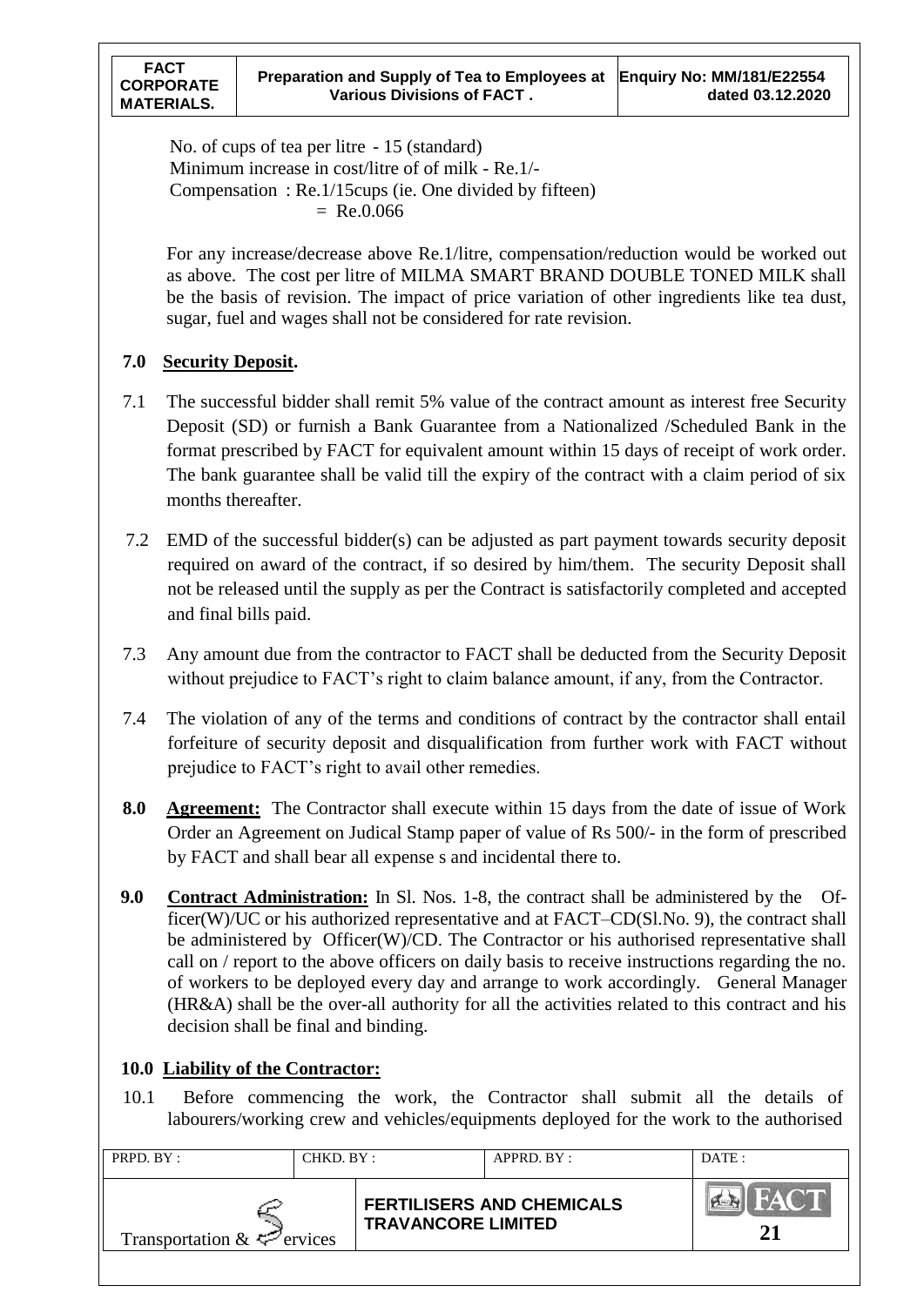No. of cups of tea per litre - 15 (standard)
Minimum increase in cost/litre of of milk - Re.1/-
Compensation : Re.1/15cups (ie. One divided by fifteen)
= Re.0.066

For any increase/decrease above Re.1/litre, compensation/reduction would be worked out as above. The cost per litre of MILMA SMART BRAND DOUBLE TONED MILK shall be the basis of revision. The impact of price variation of other ingredients like tea dust, sugar, fuel and wages shall not be considered for rate revision.

## 7.0 Security Deposit.

7.1 The successful bidder shall remit 5% value of the contract amount as interest free Security Deposit (SD) or furnish a Bank Guarantee from a Nationalized /Scheduled Bank in the format prescribed by FACT for equivalent amount within 15 days of receipt of work order. The bank guarantee shall be valid till the expiry of the contract with a claim period of six months thereafter.

7.2 EMD of the successful bidder(s) can be adjusted as part payment towards security deposit required on award of the contract, if so desired by him/them. The security Deposit shall not be released until the supply as per the Contract is satisfactorily completed and accepted and final bills paid.

7.3 Any amount due from the contractor to FACT shall be deducted from the Security Deposit without prejudice to FACT's right to claim balance amount, if any, from the Contractor.

7.4 The violation of any of the terms and conditions of contract by the contractor shall entail forfeiture of security deposit and disqualification from further work with FACT without prejudice to FACT's right to avail other remedies.

**8.0 Agreement:** The Contractor shall execute within 15 days from the date of issue of Work Order an Agreement on Judical Stamp paper of value of Rs 500/- in the form of prescribed by FACT and shall bear all expense s and incidental there to.

**9.0 Contract Administration:** In Sl. Nos. 1-8, the contract shall be administered by the Officer(W)/UC or his authorized representative and at FACT–CD(Sl.No. 9), the contract shall be administered by Officer(W)/CD. The Contractor or his authorised representative shall call on / report to the above officers on daily basis to receive instructions regarding the no. of workers to be deployed every day and arrange to work accordingly. General Manager (HR&A) shall be the over-all authority for all the activities related to this contract and his decision shall be final and binding.

## 10.0 Liability of the Contractor:

10.1 Before commencing the work, the Contractor shall submit all the details of labourers/working crew and vehicles/equipments deployed for the work to the authorised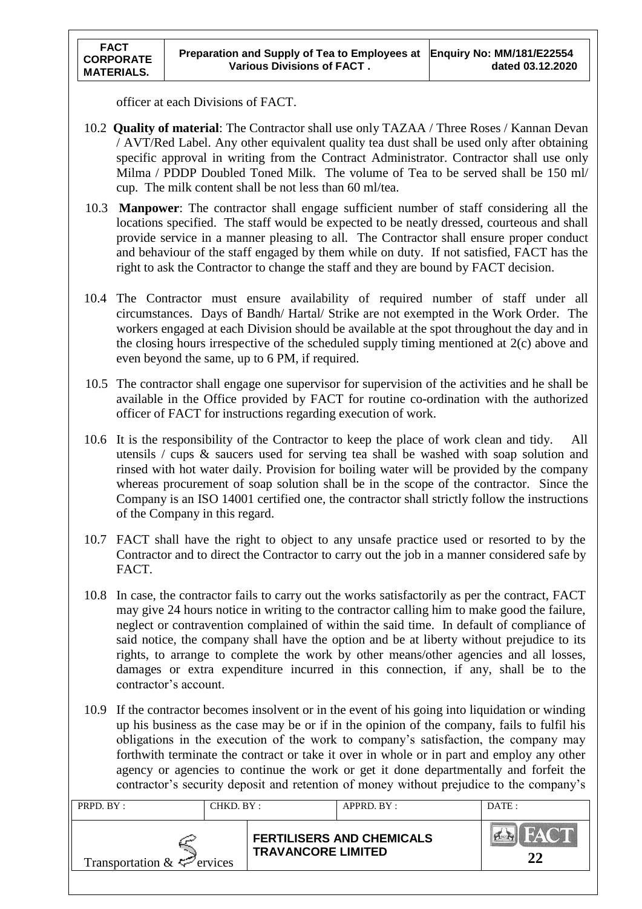officer at each Divisions of FACT.

10.2 **Quality of material**: The Contractor shall use only TAZAA / Three Roses / Kannan Devan / AVT/Red Label. Any other equivalent quality tea dust shall be used only after obtaining specific approval in writing from the Contract Administrator. Contractor shall use only Milma / PDDP Doubled Toned Milk. The volume of Tea to be served shall be 150 ml/ cup. The milk content shall be not less than 60 ml/tea.

10.3 **Manpower**: The contractor shall engage sufficient number of staff considering all the locations specified. The staff would be expected to be neatly dressed, courteous and shall provide service in a manner pleasing to all. The Contractor shall ensure proper conduct and behaviour of the staff engaged by them while on duty. If not satisfied, FACT has the right to ask the Contractor to change the staff and they are bound by FACT decision.

10.4 The Contractor must ensure availability of required number of staff under all circumstances. Days of Bandh/ Hartal/ Strike are not exempted in the Work Order. The workers engaged at each Division should be available at the spot throughout the day and in the closing hours irrespective of the scheduled supply timing mentioned at 2(c) above and even beyond the same, up to 6 PM, if required.

10.5 The contractor shall engage one supervisor for supervision of the activities and he shall be available in the Office provided by FACT for routine co-ordination with the authorized officer of FACT for instructions regarding execution of work.

10.6 It is the responsibility of the Contractor to keep the place of work clean and tidy. All utensils / cups & saucers used for serving tea shall be washed with soap solution and rinsed with hot water daily. Provision for boiling water will be provided by the company whereas procurement of soap solution shall be in the scope of the contractor. Since the Company is an ISO 14001 certified one, the contractor shall strictly follow the instructions of the Company in this regard.

10.7 FACT shall have the right to object to any unsafe practice used or resorted to by the Contractor and to direct the Contractor to carry out the job in a manner considered safe by FACT.

10.8 In case, the contractor fails to carry out the works satisfactorily as per the contract, FACT may give 24 hours notice in writing to the contractor calling him to make good the failure, neglect or contravention complained of within the said time. In default of compliance of said notice, the company shall have the option and be at liberty without prejudice to its rights, to arrange to complete the work by other means/other agencies and all losses, damages or extra expenditure incurred in this connection, if any, shall be to the contractor's account.

10.9 If the contractor becomes insolvent or in the event of his going into liquidation or winding up his business as the case may be or if in the opinion of the company, fails to fulfil his obligations in the execution of the work to company's satisfaction, the company may forthwith terminate the contract or take it over in whole or in part and employ any other agency or agencies to continue the work or get it done departmentally and forfeit the contractor's security deposit and retention of money without prejudice to the company's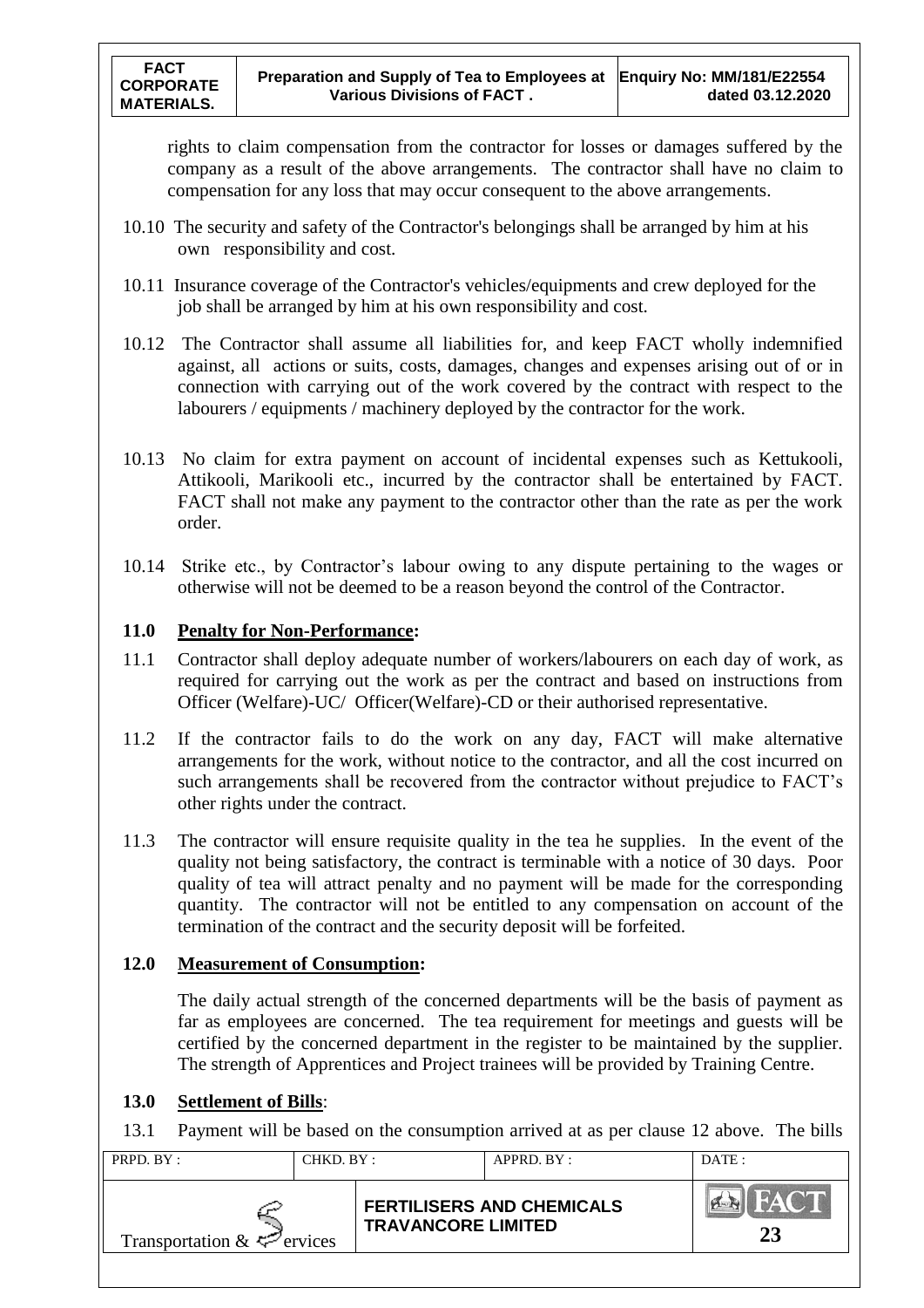rights to claim compensation from the contractor for losses or damages suffered by the company as a result of the above arrangements. The contractor shall have no claim to compensation for any loss that may occur consequent to the above arrangements.

10.10 The security and safety of the Contractor's belongings shall be arranged by him at his own responsibility and cost.

10.11 Insurance coverage of the Contractor's vehicles/equipments and crew deployed for the job shall be arranged by him at his own responsibility and cost.

10.12 The Contractor shall assume all liabilities for, and keep FACT wholly indemnified against, all actions or suits, costs, damages, changes and expenses arising out of or in connection with carrying out of the work covered by the contract with respect to the labourers / equipments / machinery deployed by the contractor for the work.

10.13 No claim for extra payment on account of incidental expenses such as Kettukooli, Attikooli, Marikooli etc., incurred by the contractor shall be entertained by FACT. FACT shall not make any payment to the contractor other than the rate as per the work order.

10.14 Strike etc., by Contractor's labour owing to any dispute pertaining to the wages or otherwise will not be deemed to be a reason beyond the control of the Contractor.

## 11.0 Penalty for Non-Performance:

11.1 Contractor shall deploy adequate number of workers/labourers on each day of work, as required for carrying out the work as per the contract and based on instructions from Officer (Welfare)-UC/ Officer(Welfare)-CD or their authorised representative.

11.2 If the contractor fails to do the work on any day, FACT will make alternative arrangements for the work, without notice to the contractor, and all the cost incurred on such arrangements shall be recovered from the contractor without prejudice to FACT's other rights under the contract.

11.3 The contractor will ensure requisite quality in the tea he supplies. In the event of the quality not being satisfactory, the contract is terminable with a notice of 30 days. Poor quality of tea will attract penalty and no payment will be made for the corresponding quantity. The contractor will not be entitled to any compensation on account of the termination of the contract and the security deposit will be forfeited.

## 12.0 Measurement of Consumption:

The daily actual strength of the concerned departments will be the basis of payment as far as employees are concerned. The tea requirement for meetings and guests will be certified by the concerned department in the register to be maintained by the supplier. The strength of Apprentices and Project trainees will be provided by Training Centre.

## 13.0 Settlement of Bills:

13.1 Payment will be based on the consumption arrived at as per clause 12 above. The bills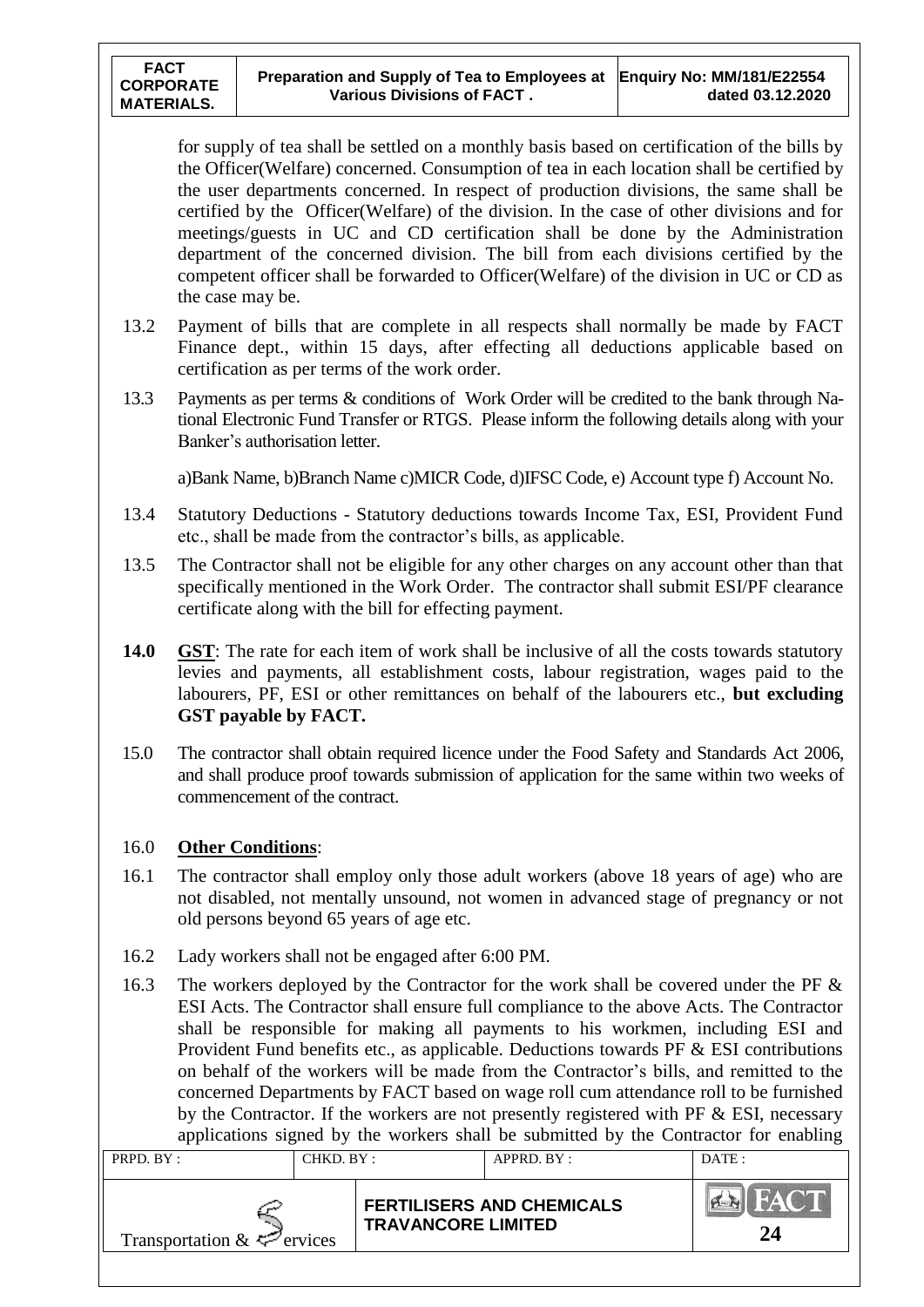for supply of tea shall be settled on a monthly basis based on certification of the bills by the Officer(Welfare) concerned. Consumption of tea in each location shall be certified by the user departments concerned. In respect of production divisions, the same shall be certified by the Officer(Welfare) of the division. In the case of other divisions and for meetings/guests in UC and CD certification shall be done by the Administration department of the concerned division. The bill from each divisions certified by the competent officer shall be forwarded to Officer(Welfare) of the division in UC or CD as the case may be.

13.2 Payment of bills that are complete in all respects shall normally be made by FACT Finance dept., within 15 days, after effecting all deductions applicable based on certification as per terms of the work order.

13.3 Payments as per terms & conditions of Work Order will be credited to the bank through National Electronic Fund Transfer or RTGS. Please inform the following details along with your Banker's authorisation letter.

a)Bank Name, b)Branch Name c)MICR Code, d)IFSC Code, e) Account type f) Account No.

13.4 Statutory Deductions - Statutory deductions towards Income Tax, ESI, Provident Fund etc., shall be made from the contractor's bills, as applicable.

13.5 The Contractor shall not be eligible for any other charges on any account other than that specifically mentioned in the Work Order. The contractor shall submit ESI/PF clearance certificate along with the bill for effecting payment.

**14.0** **GST**: The rate for each item of work shall be inclusive of all the costs towards statutory levies and payments, all establishment costs, labour registration, wages paid to the labourers, PF, ESI or other remittances on behalf of the labourers etc., **but excluding GST payable by FACT.**

15.0 The contractor shall obtain required licence under the Food Safety and Standards Act 2006, and shall produce proof towards submission of application for the same within two weeks of commencement of the contract.

16.0 **Other Conditions**:

16.1 The contractor shall employ only those adult workers (above 18 years of age) who are not disabled, not mentally unsound, not women in advanced stage of pregnancy or not old persons beyond 65 years of age etc.

16.2 Lady workers shall not be engaged after 6:00 PM.

16.3 The workers deployed by the Contractor for the work shall be covered under the PF & ESI Acts. The Contractor shall ensure full compliance to the above Acts. The Contractor shall be responsible for making all payments to his workmen, including ESI and Provident Fund benefits etc., as applicable. Deductions towards PF & ESI contributions on behalf of the workers will be made from the Contractor's bills, and remitted to the concerned Departments by FACT based on wage roll cum attendance roll to be furnished by the Contractor. If the workers are not presently registered with PF & ESI, necessary applications signed by the workers shall be submitted by the Contractor for enabling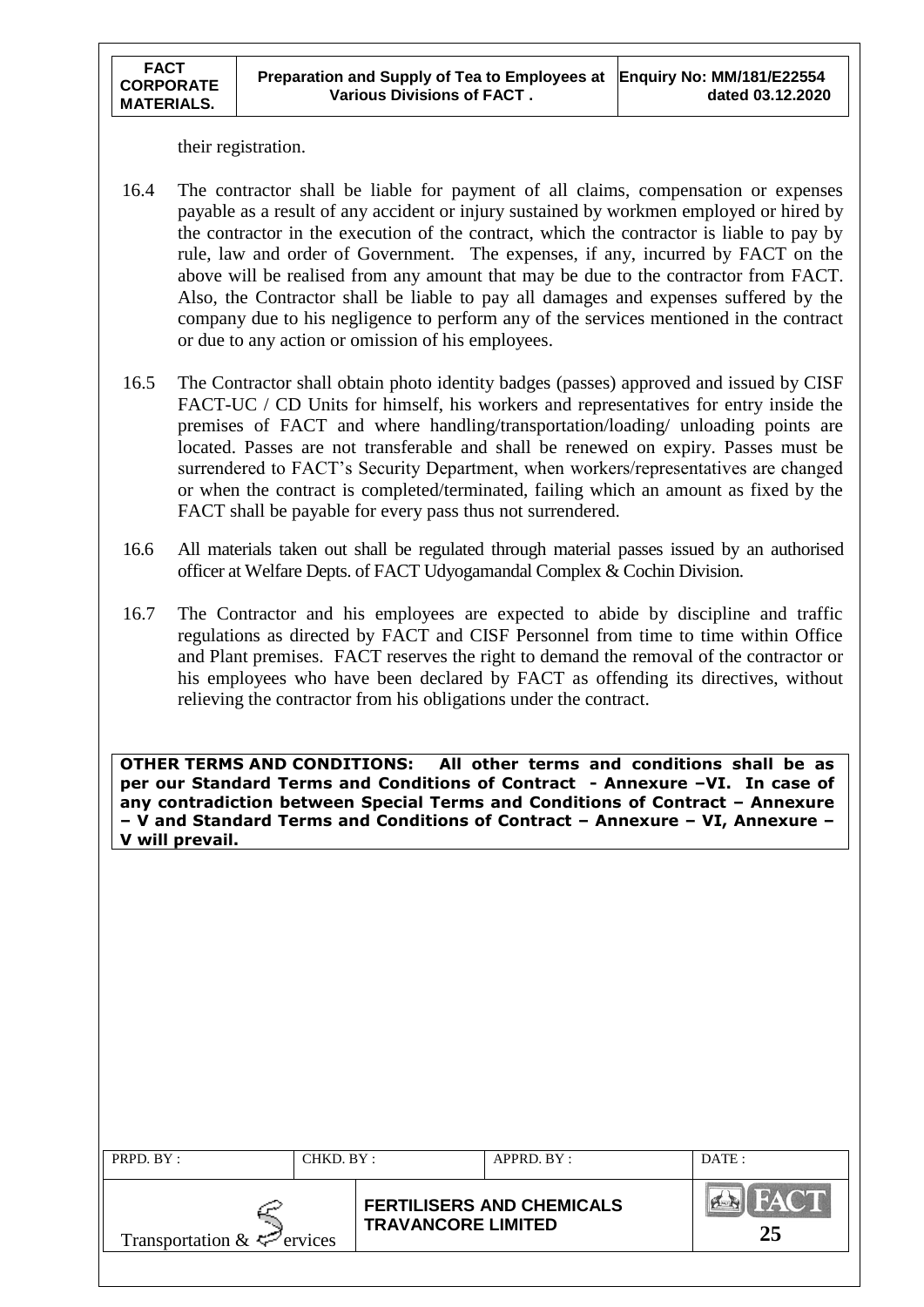their registration.

16.4 The contractor shall be liable for payment of all claims, compensation or expenses payable as a result of any accident or injury sustained by workmen employed or hired by the contractor in the execution of the contract, which the contractor is liable to pay by rule, law and order of Government. The expenses, if any, incurred by FACT on the above will be realised from any amount that may be due to the contractor from FACT. Also, the Contractor shall be liable to pay all damages and expenses suffered by the company due to his negligence to perform any of the services mentioned in the contract or due to any action or omission of his employees.

16.5 The Contractor shall obtain photo identity badges (passes) approved and issued by CISF FACT-UC / CD Units for himself, his workers and representatives for entry inside the premises of FACT and where handling/transportation/loading/ unloading points are located. Passes are not transferable and shall be renewed on expiry. Passes must be surrendered to FACT's Security Department, when workers/representatives are changed or when the contract is completed/terminated, failing which an amount as fixed by the FACT shall be payable for every pass thus not surrendered.

16.6 All materials taken out shall be regulated through material passes issued by an authorised officer at Welfare Depts. of FACT Udyogamandal Complex & Cochin Division.

16.7 The Contractor and his employees are expected to abide by discipline and traffic regulations as directed by FACT and CISF Personnel from time to time within Office and Plant premises. FACT reserves the right to demand the removal of the contractor or his employees who have been declared by FACT as offending its directives, without relieving the contractor from his obligations under the contract.

**OTHER TERMS AND CONDITIONS: All other terms and conditions shall be as per our Standard Terms and Conditions of Contract - Annexure –VI. In case of any contradiction between Special Terms and Conditions of Contract – Annexure – V and Standard Terms and Conditions of Contract – Annexure – VI, Annexure – V will prevail.**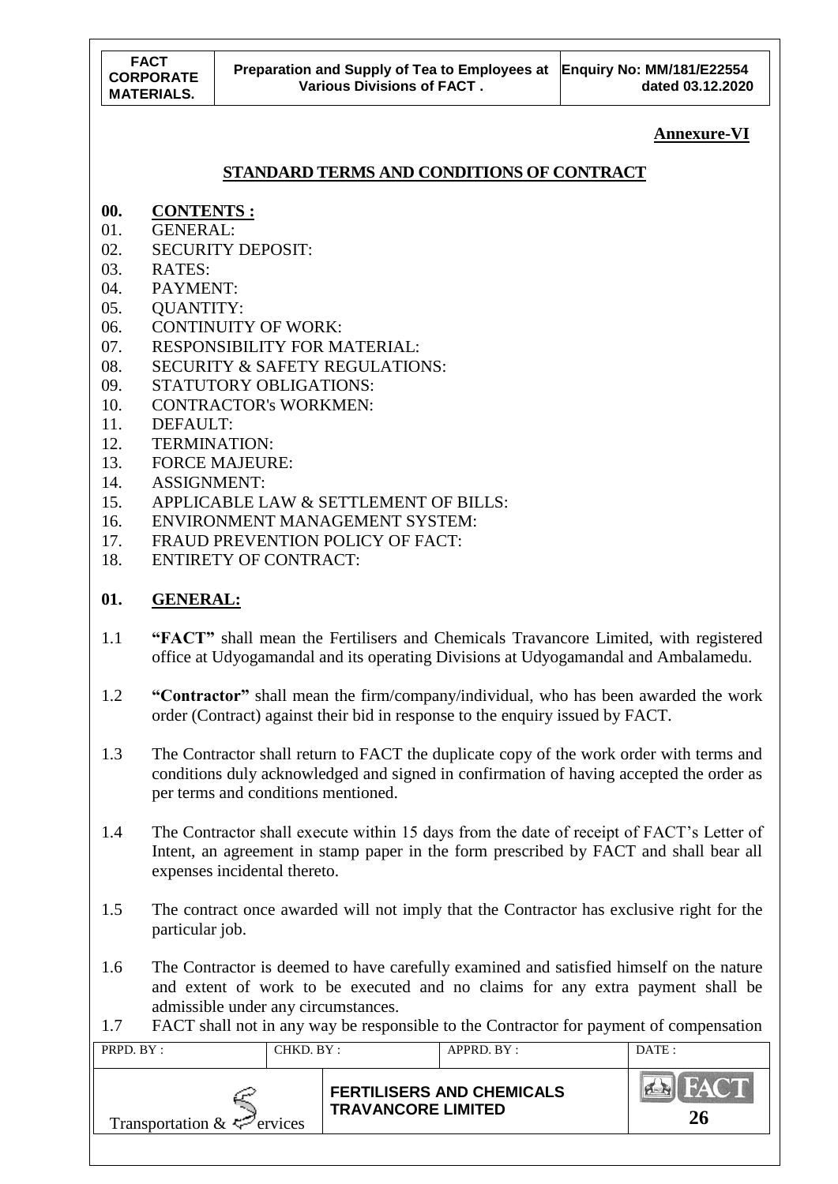**Annexure-VI**

## STANDARD TERMS AND CONDITIONS OF CONTRACT

**00. CONTENTS :**

01. GENERAL:
02. SECURITY DEPOSIT:
03. RATES:
04. PAYMENT:
05. QUANTITY:
06. CONTINUITY OF WORK:
07. RESPONSIBILITY FOR MATERIAL:
08. SECURITY & SAFETY REGULATIONS:
09. STATUTORY OBLIGATIONS:
10. CONTRACTOR's WORKMEN:
11. DEFAULT:
12. TERMINATION:
13. FORCE MAJEURE:
14. ASSIGNMENT:
15. APPLICABLE LAW & SETTLEMENT OF BILLS:
16. ENVIRONMENT MANAGEMENT SYSTEM:
17. FRAUD PREVENTION POLICY OF FACT:
18. ENTIRETY OF CONTRACT:

**01. GENERAL:**

1.1 **"FACT"** shall mean the Fertilisers and Chemicals Travancore Limited, with registered office at Udyogamandal and its operating Divisions at Udyogamandal and Ambalamedu.

1.2 **"Contractor"** shall mean the firm/company/individual, who has been awarded the work order (Contract) against their bid in response to the enquiry issued by FACT.

1.3 The Contractor shall return to FACT the duplicate copy of the work order with terms and conditions duly acknowledged and signed in confirmation of having accepted the order as per terms and conditions mentioned.

1.4 The Contractor shall execute within 15 days from the date of receipt of FACT's Letter of Intent, an agreement in stamp paper in the form prescribed by FACT and shall bear all expenses incidental thereto.

1.5 The contract once awarded will not imply that the Contractor has exclusive right for the particular job.

1.6 The Contractor is deemed to have carefully examined and satisfied himself on the nature and extent of work to be executed and no claims for any extra payment shall be admissible under any circumstances.

1.7 FACT shall not in any way be responsible to the Contractor for payment of compensation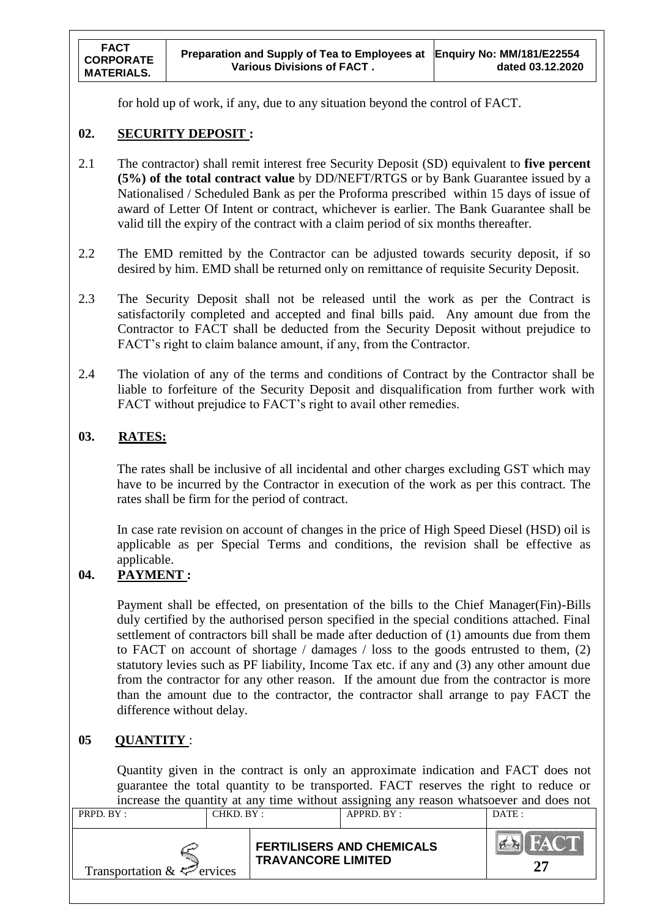for hold up of work, if any, due to any situation beyond the control of FACT.

## 02. SECURITY DEPOSIT :

2.1 The contractor) shall remit interest free Security Deposit (SD) equivalent to **five percent (5%) of the total contract value** by DD/NEFT/RTGS or by Bank Guarantee issued by a Nationalised / Scheduled Bank as per the Proforma prescribed within 15 days of issue of award of Letter Of Intent or contract, whichever is earlier. The Bank Guarantee shall be valid till the expiry of the contract with a claim period of six months thereafter.

2.2 The EMD remitted by the Contractor can be adjusted towards security deposit, if so desired by him. EMD shall be returned only on remittance of requisite Security Deposit.

2.3 The Security Deposit shall not be released until the work as per the Contract is satisfactorily completed and accepted and final bills paid. Any amount due from the Contractor to FACT shall be deducted from the Security Deposit without prejudice to FACT's right to claim balance amount, if any, from the Contractor.

2.4 The violation of any of the terms and conditions of Contract by the Contractor shall be liable to forfeiture of the Security Deposit and disqualification from further work with FACT without prejudice to FACT's right to avail other remedies.

## 03. RATES:

The rates shall be inclusive of all incidental and other charges excluding GST which may have to be incurred by the Contractor in execution of the work as per this contract. The rates shall be firm for the period of contract.

In case rate revision on account of changes in the price of High Speed Diesel (HSD) oil is applicable as per Special Terms and conditions, the revision shall be effective as applicable.

## 04. PAYMENT :

Payment shall be effected, on presentation of the bills to the Chief Manager(Fin)-Bills duly certified by the authorised person specified in the special conditions attached. Final settlement of contractors bill shall be made after deduction of (1) amounts due from them to FACT on account of shortage / damages / loss to the goods entrusted to them, (2) statutory levies such as PF liability, Income Tax etc. if any and (3) any other amount due from the contractor for any other reason. If the amount due from the contractor is more than the amount due to the contractor, the contractor shall arrange to pay FACT the difference without delay.

## 05 QUANTITY :

Quantity given in the contract is only an approximate indication and FACT does not guarantee the total quantity to be transported. FACT reserves the right to reduce or increase the quantity at any time without assigning any reason whatsoever and does not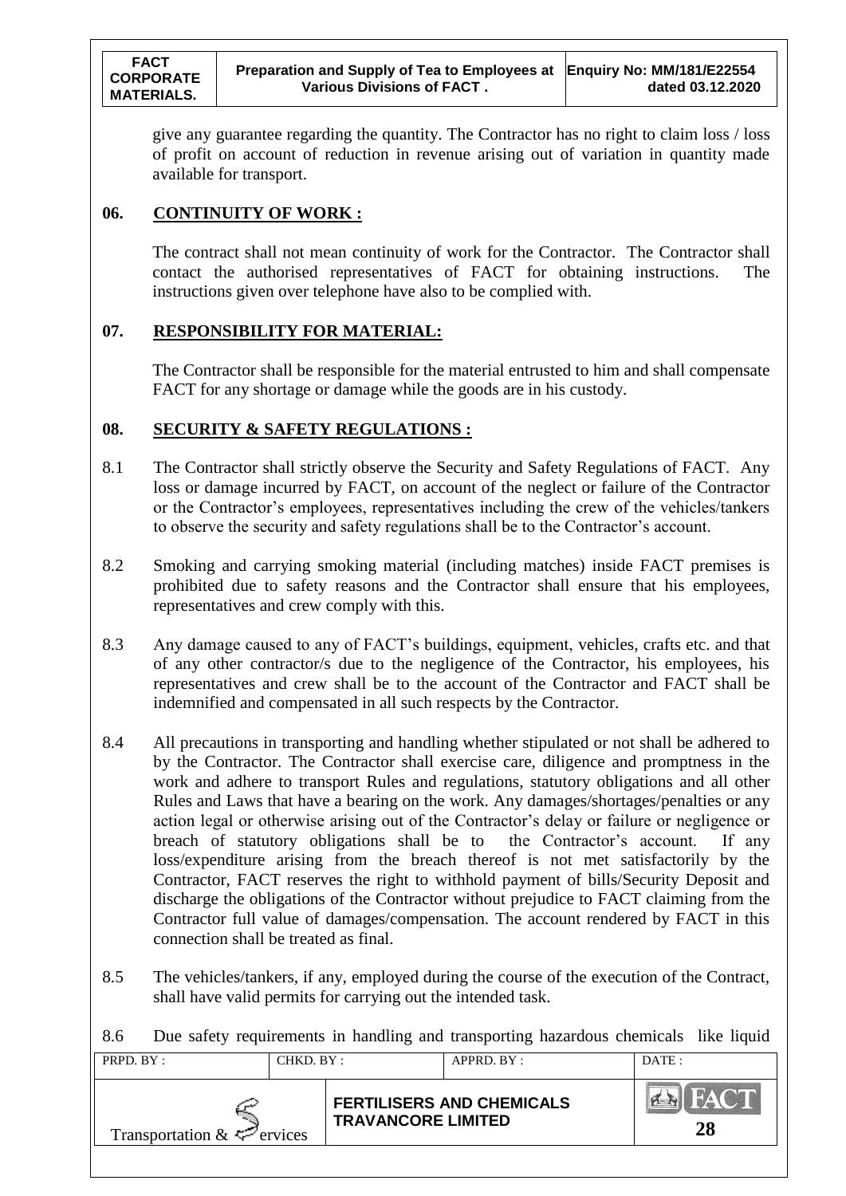give any guarantee regarding the quantity. The Contractor has no right to claim loss / loss of profit on account of reduction in revenue arising out of variation in quantity made available for transport.

## 06. CONTINUITY OF WORK :

The contract shall not mean continuity of work for the Contractor. The Contractor shall contact the authorised representatives of FACT for obtaining instructions. The instructions given over telephone have also to be complied with.

## 07. RESPONSIBILITY FOR MATERIAL:

The Contractor shall be responsible for the material entrusted to him and shall compensate FACT for any shortage or damage while the goods are in his custody.

## 08. SECURITY & SAFETY REGULATIONS :

8.1 The Contractor shall strictly observe the Security and Safety Regulations of FACT. Any loss or damage incurred by FACT, on account of the neglect or failure of the Contractor or the Contractor's employees, representatives including the crew of the vehicles/tankers to observe the security and safety regulations shall be to the Contractor's account.

8.2 Smoking and carrying smoking material (including matches) inside FACT premises is prohibited due to safety reasons and the Contractor shall ensure that his employees, representatives and crew comply with this.

8.3 Any damage caused to any of FACT's buildings, equipment, vehicles, crafts etc. and that of any other contractor/s due to the negligence of the Contractor, his employees, his representatives and crew shall be to the account of the Contractor and FACT shall be indemnified and compensated in all such respects by the Contractor.

8.4 All precautions in transporting and handling whether stipulated or not shall be adhered to by the Contractor. The Contractor shall exercise care, diligence and promptness in the work and adhere to transport Rules and regulations, statutory obligations and all other Rules and Laws that have a bearing on the work. Any damages/shortages/penalties or any action legal or otherwise arising out of the Contractor's delay or failure or negligence or breach of statutory obligations shall be to the Contractor's account. If any loss/expenditure arising from the breach thereof is not met satisfactorily by the Contractor, FACT reserves the right to withhold payment of bills/Security Deposit and discharge the obligations of the Contractor without prejudice to FACT claiming from the Contractor full value of damages/compensation. The account rendered by FACT in this connection shall be treated as final.

8.5 The vehicles/tankers, if any, employed during the course of the execution of the Contract, shall have valid permits for carrying out the intended task.

8.6 Due safety requirements in handling and transporting hazardous chemicals like liquid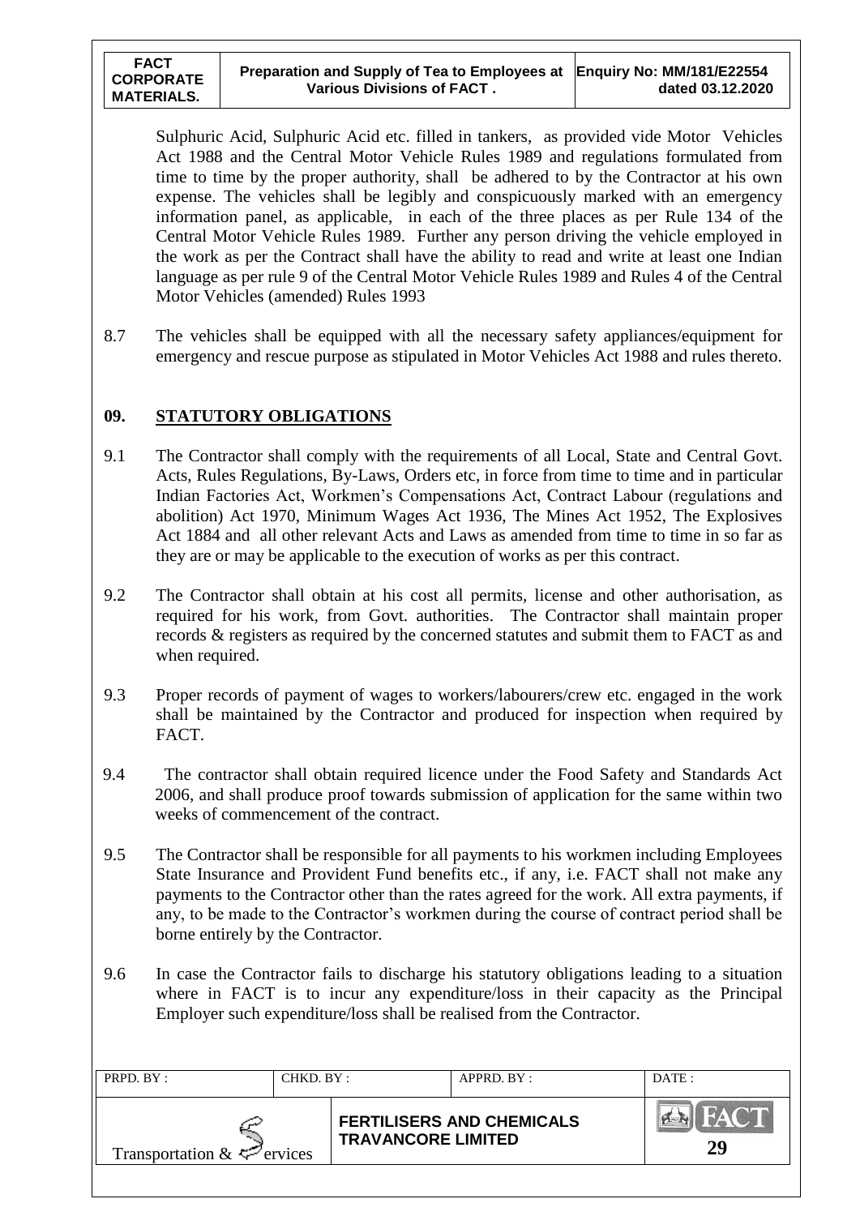Sulphuric Acid, Sulphuric Acid etc. filled in tankers, as provided vide Motor Vehicles Act 1988 and the Central Motor Vehicle Rules 1989 and regulations formulated from time to time by the proper authority, shall be adhered to by the Contractor at his own expense. The vehicles shall be legibly and conspicuously marked with an emergency information panel, as applicable, in each of the three places as per Rule 134 of the Central Motor Vehicle Rules 1989. Further any person driving the vehicle employed in the work as per the Contract shall have the ability to read and write at least one Indian language as per rule 9 of the Central Motor Vehicle Rules 1989 and Rules 4 of the Central Motor Vehicles (amended) Rules 1993

8.7 The vehicles shall be equipped with all the necessary safety appliances/equipment for emergency and rescue purpose as stipulated in Motor Vehicles Act 1988 and rules thereto.

## 09. STATUTORY OBLIGATIONS

9.1 The Contractor shall comply with the requirements of all Local, State and Central Govt. Acts, Rules Regulations, By-Laws, Orders etc, in force from time to time and in particular Indian Factories Act, Workmen's Compensations Act, Contract Labour (regulations and abolition) Act 1970, Minimum Wages Act 1936, The Mines Act 1952, The Explosives Act 1884 and all other relevant Acts and Laws as amended from time to time in so far as they are or may be applicable to the execution of works as per this contract.

9.2 The Contractor shall obtain at his cost all permits, license and other authorisation, as required for his work, from Govt. authorities. The Contractor shall maintain proper records & registers as required by the concerned statutes and submit them to FACT as and when required.

9.3 Proper records of payment of wages to workers/labourers/crew etc. engaged in the work shall be maintained by the Contractor and produced for inspection when required by FACT.

9.4 The contractor shall obtain required licence under the Food Safety and Standards Act 2006, and shall produce proof towards submission of application for the same within two weeks of commencement of the contract.

9.5 The Contractor shall be responsible for all payments to his workmen including Employees State Insurance and Provident Fund benefits etc., if any, i.e. FACT shall not make any payments to the Contractor other than the rates agreed for the work. All extra payments, if any, to be made to the Contractor's workmen during the course of contract period shall be borne entirely by the Contractor.

9.6 In case the Contractor fails to discharge his statutory obligations leading to a situation where in FACT is to incur any expenditure/loss in their capacity as the Principal Employer such expenditure/loss shall be realised from the Contractor.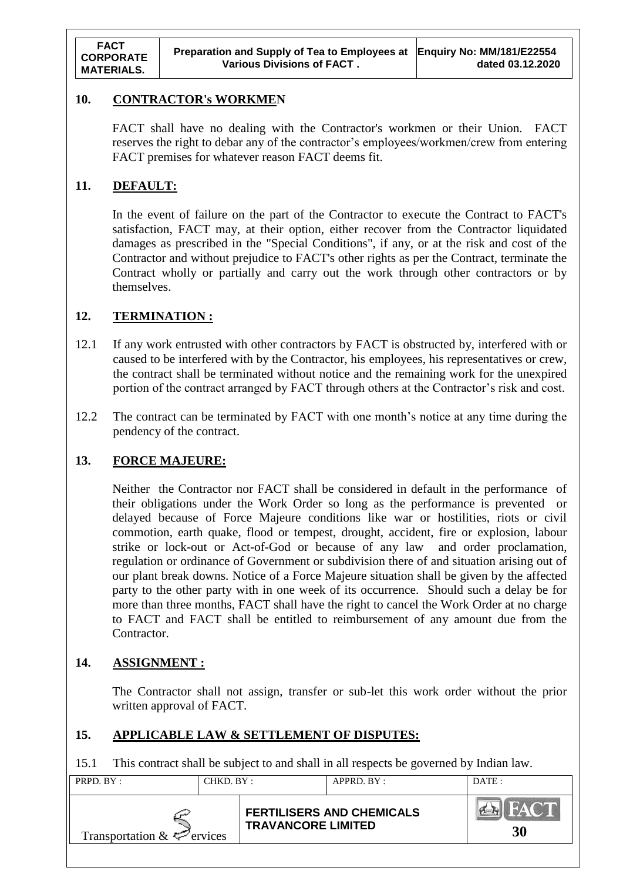## 10. CONTRACTOR's WORKMEN

FACT shall have no dealing with the Contractor's workmen or their Union. FACT reserves the right to debar any of the contractor's employees/workmen/crew from entering FACT premises for whatever reason FACT deems fit.

## 11. DEFAULT:

In the event of failure on the part of the Contractor to execute the Contract to FACT's satisfaction, FACT may, at their option, either recover from the Contractor liquidated damages as prescribed in the "Special Conditions", if any, or at the risk and cost of the Contractor and without prejudice to FACT's other rights as per the Contract, terminate the Contract wholly or partially and carry out the work through other contractors or by themselves.

## 12. TERMINATION :

12.1 If any work entrusted with other contractors by FACT is obstructed by, interfered with or caused to be interfered with by the Contractor, his employees, his representatives or crew, the contract shall be terminated without notice and the remaining work for the unexpired portion of the contract arranged by FACT through others at the Contractor's risk and cost.

12.2 The contract can be terminated by FACT with one month's notice at any time during the pendency of the contract.

## 13. FORCE MAJEURE:

Neither the Contractor nor FACT shall be considered in default in the performance of their obligations under the Work Order so long as the performance is prevented or delayed because of Force Majeure conditions like war or hostilities, riots or civil commotion, earth quake, flood or tempest, drought, accident, fire or explosion, labour strike or lock-out or Act-of-God or because of any law and order proclamation, regulation or ordinance of Government or subdivision there of and situation arising out of our plant break downs. Notice of a Force Majeure situation shall be given by the affected party to the other party with in one week of its occurrence. Should such a delay be for more than three months, FACT shall have the right to cancel the Work Order at no charge to FACT and FACT shall be entitled to reimbursement of any amount due from the Contractor.

## 14. ASSIGNMENT :

The Contractor shall not assign, transfer or sub-let this work order without the prior written approval of FACT.

## 15. APPLICABLE LAW & SETTLEMENT OF DISPUTES:

15.1 This contract shall be subject to and shall in all respects be governed by Indian law.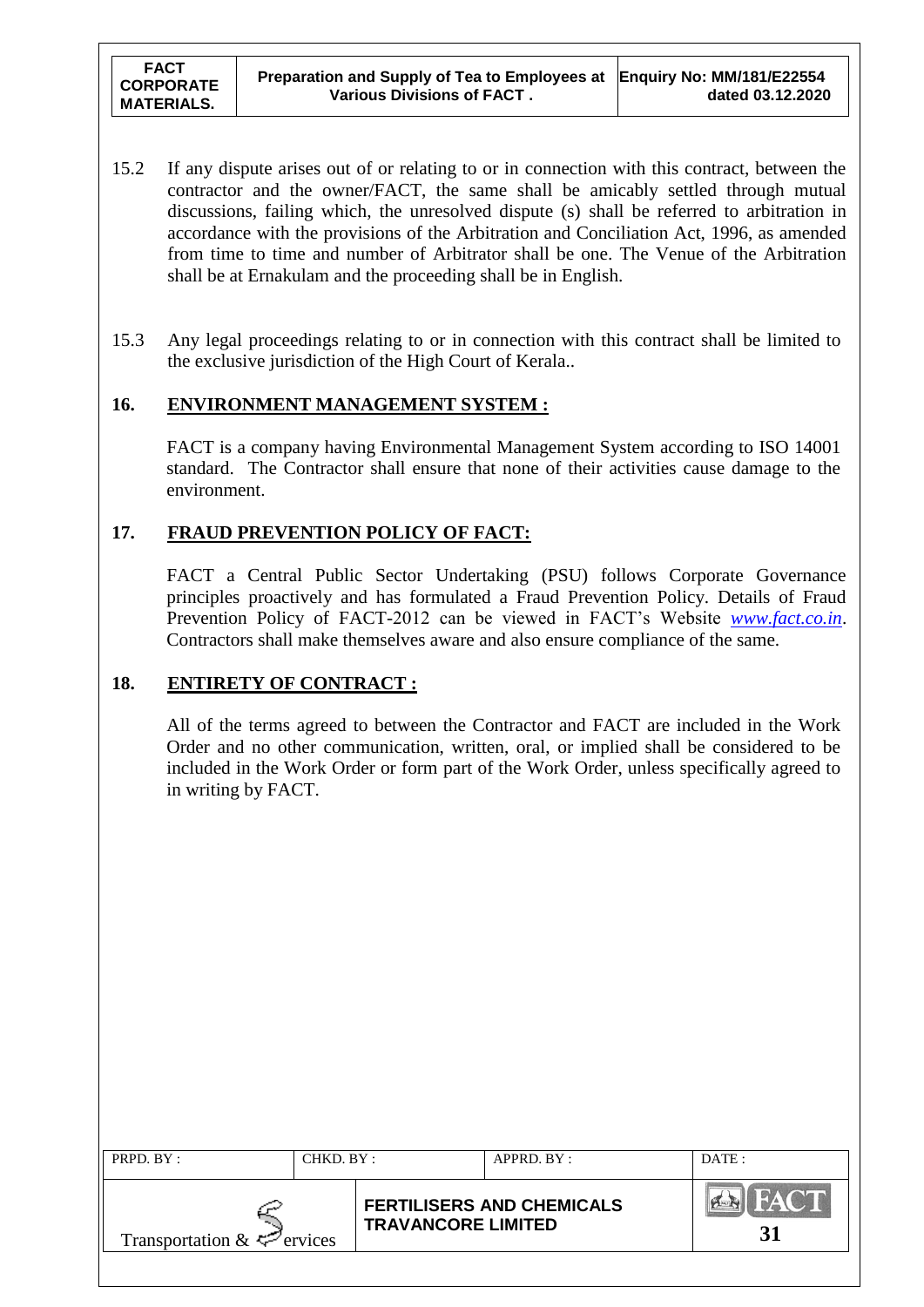15.2 If any dispute arises out of or relating to or in connection with this contract, between the contractor and the owner/FACT, the same shall be amicably settled through mutual discussions, failing which, the unresolved dispute (s) shall be referred to arbitration in accordance with the provisions of the Arbitration and Conciliation Act, 1996, as amended from time to time and number of Arbitrator shall be one. The Venue of the Arbitration shall be at Ernakulam and the proceeding shall be in English.

15.3 Any legal proceedings relating to or in connection with this contract shall be limited to the exclusive jurisdiction of the High Court of Kerala..

## 16. ENVIRONMENT MANAGEMENT SYSTEM :

FACT is a company having Environmental Management System according to ISO 14001 standard. The Contractor shall ensure that none of their activities cause damage to the environment.

## 17. FRAUD PREVENTION POLICY OF FACT:

FACT a Central Public Sector Undertaking (PSU) follows Corporate Governance principles proactively and has formulated a Fraud Prevention Policy. Details of Fraud Prevention Policy of FACT-2012 can be viewed in FACT's Website *www.fact.co.in*. Contractors shall make themselves aware and also ensure compliance of the same.

## 18. ENTIRETY OF CONTRACT :

All of the terms agreed to between the Contractor and FACT are included in the Work Order and no other communication, written, oral, or implied shall be considered to be included in the Work Order or form part of the Work Order, unless specifically agreed to in writing by FACT.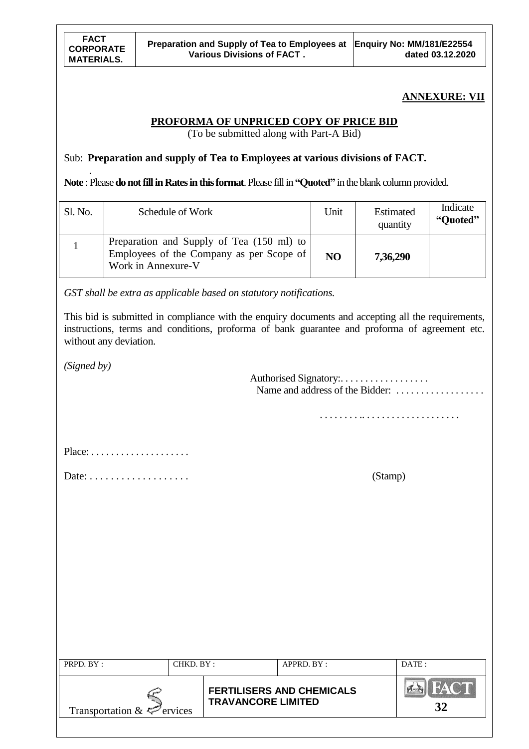**ANNEXURE: VII**

**PROFORMA OF UNPRICED COPY OF PRICE BID**

(To be submitted along with Part-A Bid)

Sub: **Preparation and supply of Tea to Employees at various divisions of FACT.**

**Note** : Please **do not fill in Rates in this format**. Please fill in **"Quoted"** in the blank column provided.

| Sl. No. | Schedule of Work | Unit | Estimated quantity | Indicate **"Quoted"** |
|---|---|---|---|---|
| 1 | Preparation and Supply of Tea (150 ml) to Employees of the Company as per Scope of Work in Annexure-V | **NO** | **7,36,290** | |

*GST shall be extra as applicable based on statutory notifications.*

This bid is submitted in compliance with the enquiry documents and accepting all the requirements, instructions, terms and conditions, proforma of bank guarantee and proforma of agreement etc. without any deviation.

*(Signed by)*

Authorised Signatory:. . . . . . . . . . . . . . . . . .

Name and address of the Bidder: . . . . . . . . . . . . . . . . . .

. . . . . . . . . .. . . . . . . . . . . . . . . . . . . .

Place: . . . . . . . . . . . . . . . . . . . .

Date: . . . . . . . . . . . . . . . . . . .

(Stamp)

| PRPD. BY : | CHKD. BY : | APPRD. BY : | DATE : |
|---|---|---|---|
| Transportation & Services | FERTILISERS AND CHEMICALS TRAVANCORE LIMITED | | |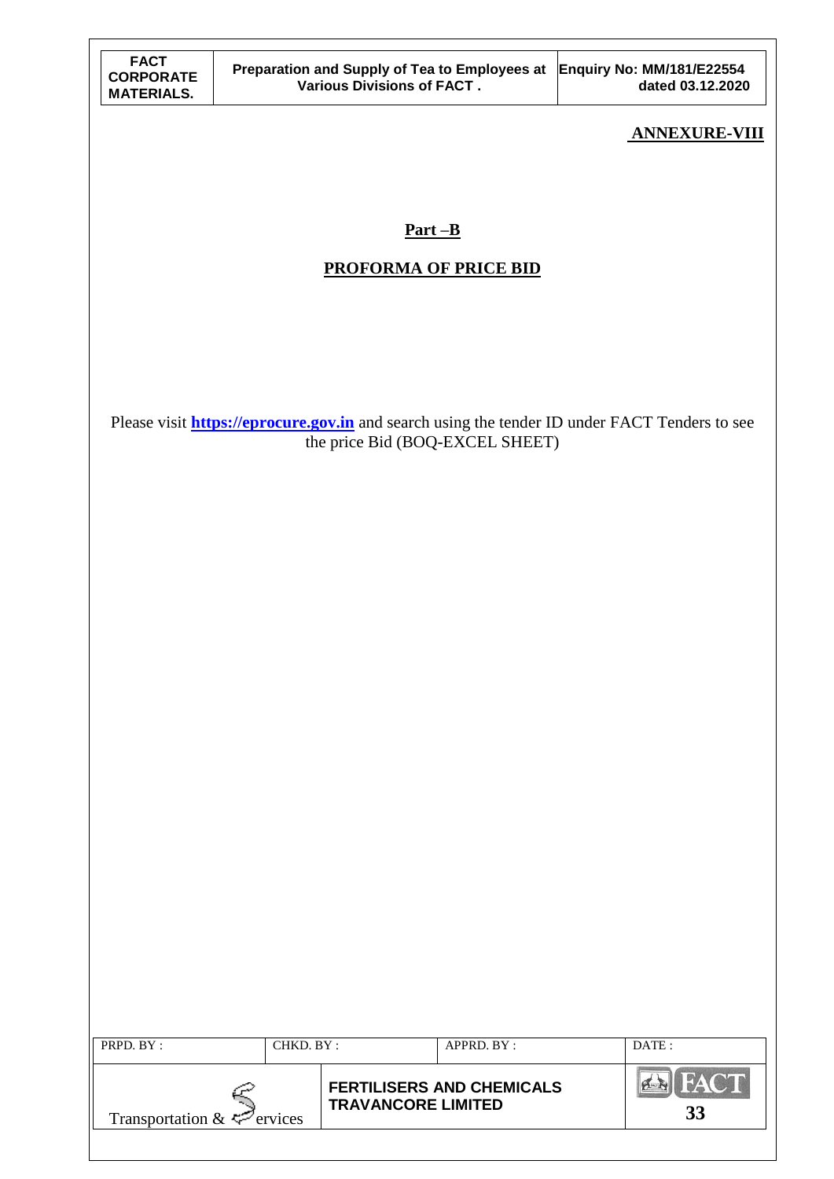**ANNEXURE-VIII**

## Part –B

## PROFORMA OF PRICE BID

Please visit **https://eprocure.gov.in** and search using the tender ID under FACT Tenders to see the price Bid (BOQ-EXCEL SHEET)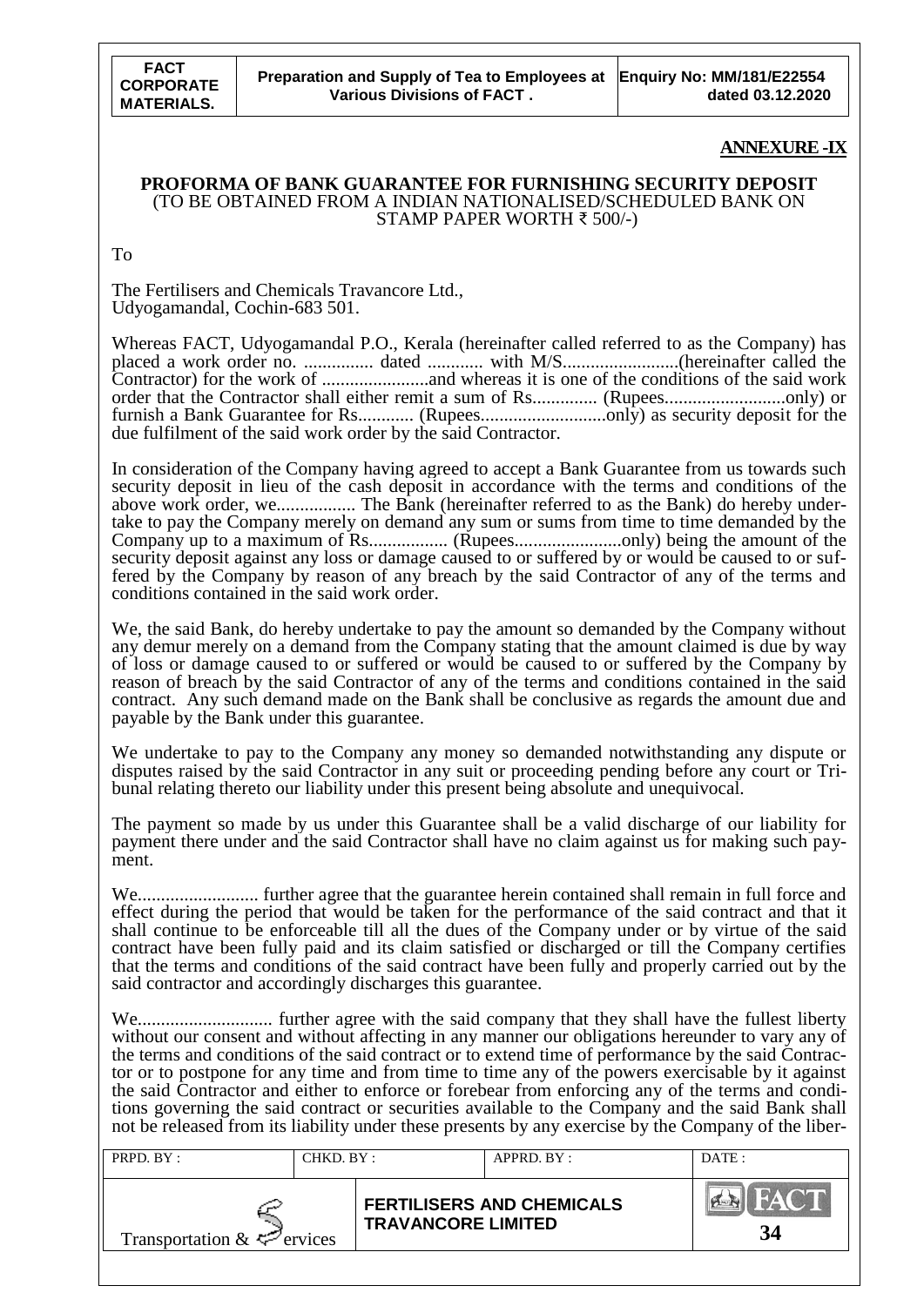## ANNEXURE -IX

**PROFORMA OF BANK GUARANTEE FOR FURNISHING SECURITY DEPOSIT**
(TO BE OBTAINED FROM A INDIAN NATIONALISED/SCHEDULED BANK ON STAMP PAPER WORTH ₹ 500/-)

To

The Fertilisers and Chemicals Travancore Ltd.,
Udyogamandal, Cochin-683 501.

Whereas FACT, Udyogamandal P.O., Kerala (hereinafter called referred to as the Company) has placed a work order no. ............... dated ............ with M/S.........................(hereinafter called the Contractor) for the work of .......................and whereas it is one of the conditions of the said work order that the Contractor shall either remit a sum of Rs.............. (Rupees..........................only) or furnish a Bank Guarantee for Rs............ (Rupees...........................only) as security deposit for the due fulfilment of the said work order by the said Contractor.

In consideration of the Company having agreed to accept a Bank Guarantee from us towards such security deposit in lieu of the cash deposit in accordance with the terms and conditions of the above work order, we................. The Bank (hereinafter referred to as the Bank) do hereby undertake to pay the Company merely on demand any sum or sums from time to time demanded by the Company up to a maximum of Rs................. (Rupees.......................only) being the amount of the security deposit against any loss or damage caused to or suffered by or would be caused to or suffered by the Company by reason of any breach by the said Contractor of any of the terms and conditions contained in the said work order.

We, the said Bank, do hereby undertake to pay the amount so demanded by the Company without any demur merely on a demand from the Company stating that the amount claimed is due by way of loss or damage caused to or suffered or would be caused to or suffered by the Company by reason of breach by the said Contractor of any of the terms and conditions contained in the said contract. Any such demand made on the Bank shall be conclusive as regards the amount due and payable by the Bank under this guarantee.

We undertake to pay to the Company any money so demanded notwithstanding any dispute or disputes raised by the said Contractor in any suit or proceeding pending before any court or Tribunal relating thereto our liability under this present being absolute and unequivocal.

The payment so made by us under this Guarantee shall be a valid discharge of our liability for payment there under and the said Contractor shall have no claim against us for making such payment.

We.......................... further agree that the guarantee herein contained shall remain in full force and effect during the period that would be taken for the performance of the said contract and that it shall continue to be enforceable till all the dues of the Company under or by virtue of the said contract have been fully paid and its claim satisfied or discharged or till the Company certifies that the terms and conditions of the said contract have been fully and properly carried out by the said contractor and accordingly discharges this guarantee.

We............................ further agree with the said company that they shall have the fullest liberty without our consent and without affecting in any manner our obligations hereunder to vary any of the terms and conditions of the said contract or to extend time of performance by the said Contractor or to postpone for any time and from time to time any of the powers exercisable by it against the said Contractor and either to enforce or forebear from enforcing any of the terms and conditions governing the said contract or securities available to the Company and the said Bank shall not be released from its liability under these presents by any exercise by the Company of the liber-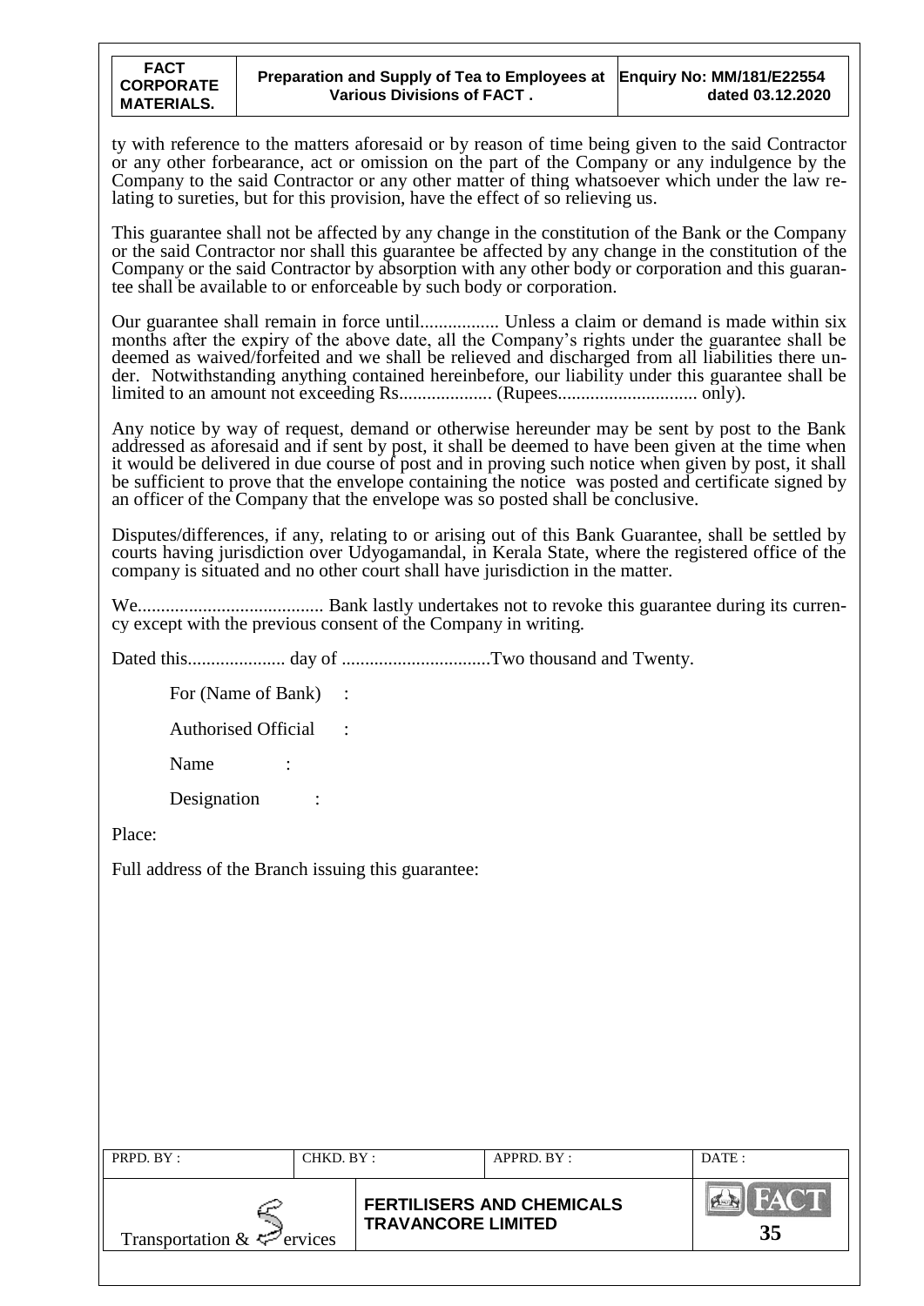ty with reference to the matters aforesaid or by reason of time being given to the said Contractor or any other forbearance, act or omission on the part of the Company or any indulgence by the Company to the said Contractor or any other matter of thing whatsoever which under the law relating to sureties, but for this provision, have the effect of so relieving us.

This guarantee shall not be affected by any change in the constitution of the Bank or the Company or the said Contractor nor shall this guarantee be affected by any change in the constitution of the Company or the said Contractor by absorption with any other body or corporation and this guarantee shall be available to or enforceable by such body or corporation.

Our guarantee shall remain in force until................. Unless a claim or demand is made within six months after the expiry of the above date, all the Company's rights under the guarantee shall be deemed as waived/forfeited and we shall be relieved and discharged from all liabilities there under. Notwithstanding anything contained hereinbefore, our liability under this guarantee shall be limited to an amount not exceeding Rs.................... (Rupees.............................. only).

Any notice by way of request, demand or otherwise hereunder may be sent by post to the Bank addressed as aforesaid and if sent by post, it shall be deemed to have been given at the time when it would be delivered in due course of post and in proving such notice when given by post, it shall be sufficient to prove that the envelope containing the notice was posted and certificate signed by an officer of the Company that the envelope was so posted shall be conclusive.

Disputes/differences, if any, relating to or arising out of this Bank Guarantee, shall be settled by courts having jurisdiction over Udyogamandal, in Kerala State, where the registered office of the company is situated and no other court shall have jurisdiction in the matter.

We........................................ Bank lastly undertakes not to revoke this guarantee during its currency except with the previous consent of the Company in writing.

Dated this..................... day of ................................Two thousand and Twenty.

For (Name of Bank) :

Authorised Official :

Name :

Designation :

Place:

Full address of the Branch issuing this guarantee: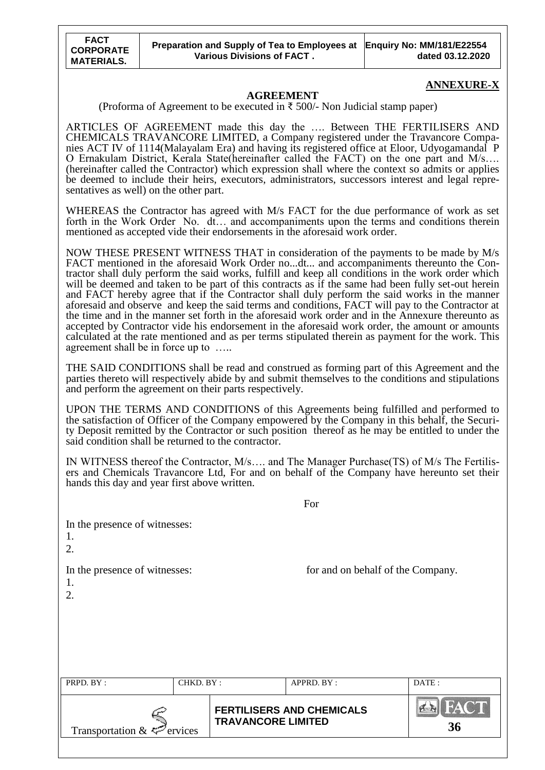## ANNEXURE-X

## AGREEMENT

(Proforma of Agreement to be executed in ₹ 500/- Non Judicial stamp paper)

ARTICLES OF AGREEMENT made this day the …. Between THE FERTILISERS AND CHEMICALS TRAVANCORE LIMITED, a Company registered under the Travancore Companies ACT IV of 1114(Malayalam Era) and having its registered office at Eloor, Udyogamandal P O Ernakulam District, Kerala State(hereinafter called the FACT) on the one part and M/s…. (hereinafter called the Contractor) which expression shall where the context so admits or applies be deemed to include their heirs, executors, administrators, successors interest and legal representatives as well) on the other part.

WHEREAS the Contractor has agreed with M/s FACT for the due performance of work as set forth in the Work Order No. dt… and accompaniments upon the terms and conditions therein mentioned as accepted vide their endorsements in the aforesaid work order.

NOW THESE PRESENT WITNESS THAT in consideration of the payments to be made by M/s FACT mentioned in the aforesaid Work Order no...dt... and accompaniments thereunto the Contractor shall duly perform the said works, fulfill and keep all conditions in the work order which will be deemed and taken to be part of this contracts as if the same had been fully set-out herein and FACT hereby agree that if the Contractor shall duly perform the said works in the manner aforesaid and observe and keep the said terms and conditions, FACT will pay to the Contractor at the time and in the manner set forth in the aforesaid work order and in the Annexure thereunto as accepted by Contractor vide his endorsement in the aforesaid work order, the amount or amounts calculated at the rate mentioned and as per terms stipulated therein as payment for the work. This agreement shall be in force up to …..

THE SAID CONDITIONS shall be read and construed as forming part of this Agreement and the parties thereto will respectively abide by and submit themselves to the conditions and stipulations and perform the agreement on their parts respectively.

UPON THE TERMS AND CONDITIONS of this Agreements being fulfilled and performed to the satisfaction of Officer of the Company empowered by the Company in this behalf, the Security Deposit remitted by the Contractor or such position thereof as he may be entitled to under the said condition shall be returned to the contractor.

IN WITNESS thereof the Contractor, M/s…. and The Manager Purchase(TS) of M/s The Fertilisers and Chemicals Travancore Ltd, For and on behalf of the Company have hereunto set their hands this day and year first above written.

For

In the presence of witnesses:

1.

2.

In the presence of witnesses: for and on behalf of the Company.

1.

2.